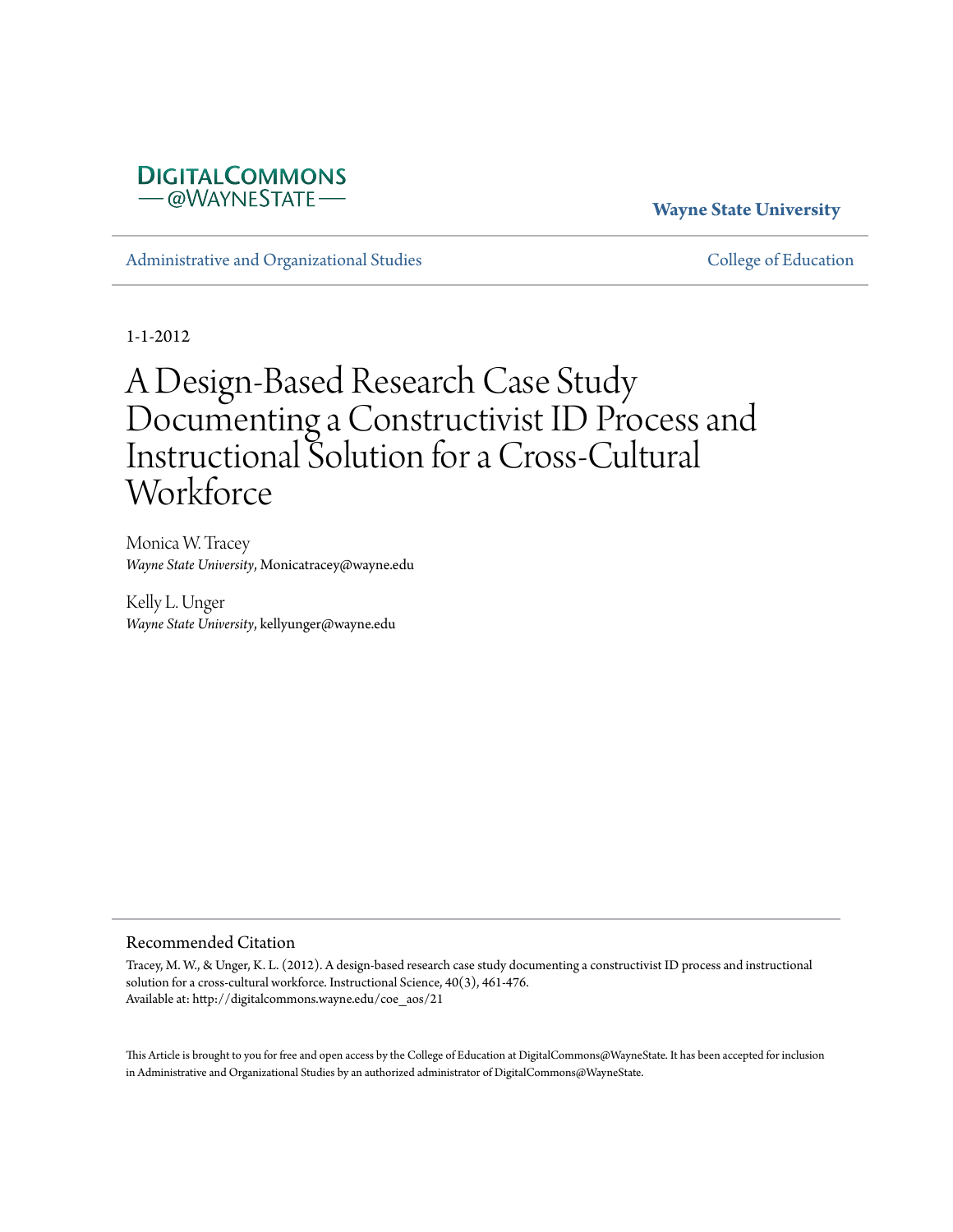DigitalCommons @WayneState

**Wayne State University**

Administrative and Organizational Studies

College of Education

1-1-2012

# A Design-Based Research Case Study Documenting a Constructivist ID Process and Instructional Solution for a Cross-Cultural Workforce

Monica W. Tracey
*Wayne State University*, Monicatracey@wayne.edu

Kelly L. Unger
*Wayne State University*, kellyunger@wayne.edu

## Recommended Citation

Tracey, M. W., & Unger, K. L. (2012). A design-based research case study documenting a constructivist ID process and instructional solution for a cross-cultural workforce. Instructional Science, 40(3), 461-476.
Available at: http://digitalcommons.wayne.edu/coe_aos/21

This Article is brought to you for free and open access by the College of Education at DigitalCommons@WayneState. It has been accepted for inclusion in Administrative and Organizational Studies by an authorized administrator of DigitalCommons@WayneState.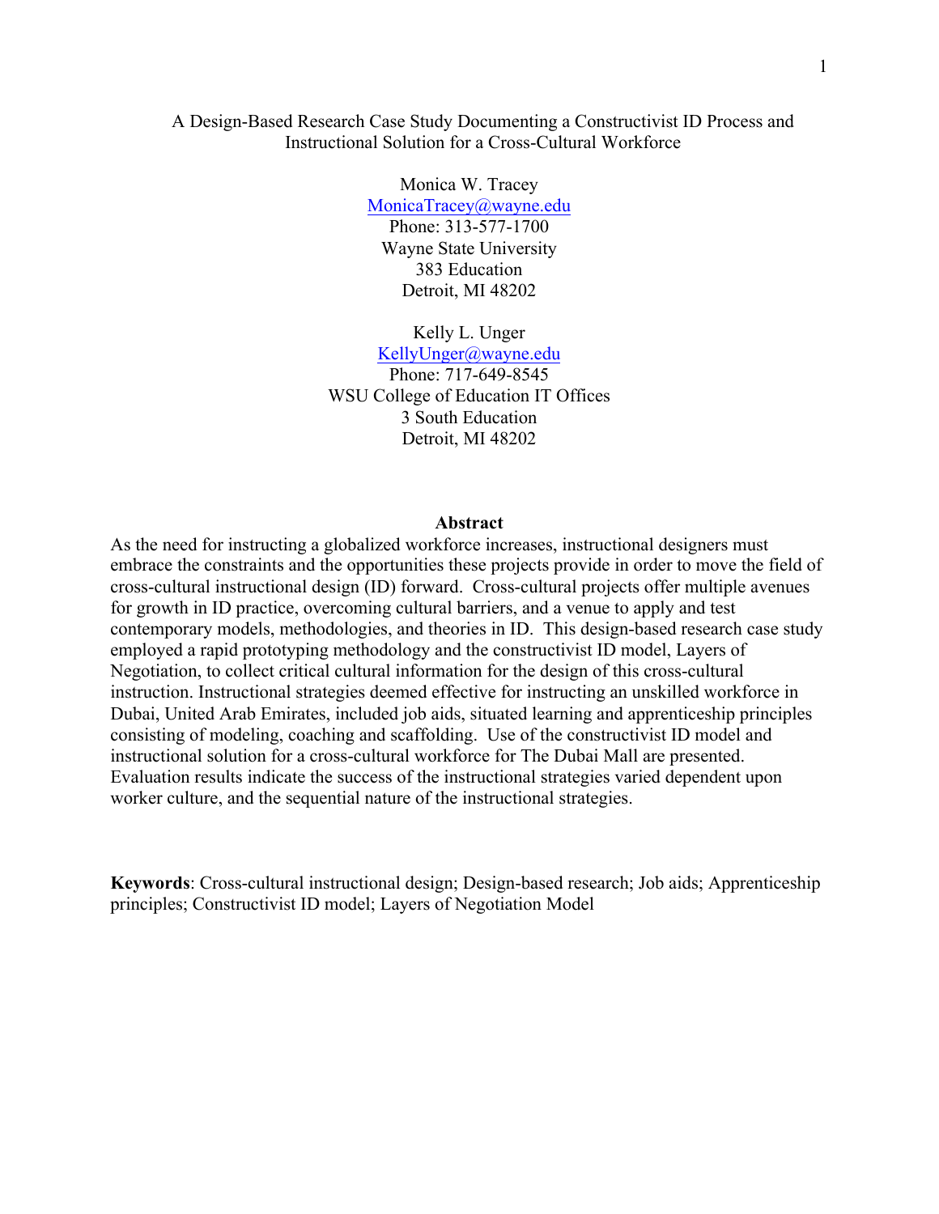A Design-Based Research Case Study Documenting a Constructivist ID Process and Instructional Solution for a Cross-Cultural Workforce

Monica W. Tracey
MonicaTracey@wayne.edu
Phone: 313-577-1700
Wayne State University
383 Education
Detroit, MI 48202

Kelly L. Unger
KellyUnger@wayne.edu
Phone: 717-649-8545
WSU College of Education IT Offices
3 South Education
Detroit, MI 48202

**Abstract**

As the need for instructing a globalized workforce increases, instructional designers must embrace the constraints and the opportunities these projects provide in order to move the field of cross-cultural instructional design (ID) forward. Cross-cultural projects offer multiple avenues for growth in ID practice, overcoming cultural barriers, and a venue to apply and test contemporary models, methodologies, and theories in ID. This design-based research case study employed a rapid prototyping methodology and the constructivist ID model, Layers of Negotiation, to collect critical cultural information for the design of this cross-cultural instruction. Instructional strategies deemed effective for instructing an unskilled workforce in Dubai, United Arab Emirates, included job aids, situated learning and apprenticeship principles consisting of modeling, coaching and scaffolding. Use of the constructivist ID model and instructional solution for a cross-cultural workforce for The Dubai Mall are presented. Evaluation results indicate the success of the instructional strategies varied dependent upon worker culture, and the sequential nature of the instructional strategies.

**Keywords**: Cross-cultural instructional design; Design-based research; Job aids; Apprenticeship principles; Constructivist ID model; Layers of Negotiation Model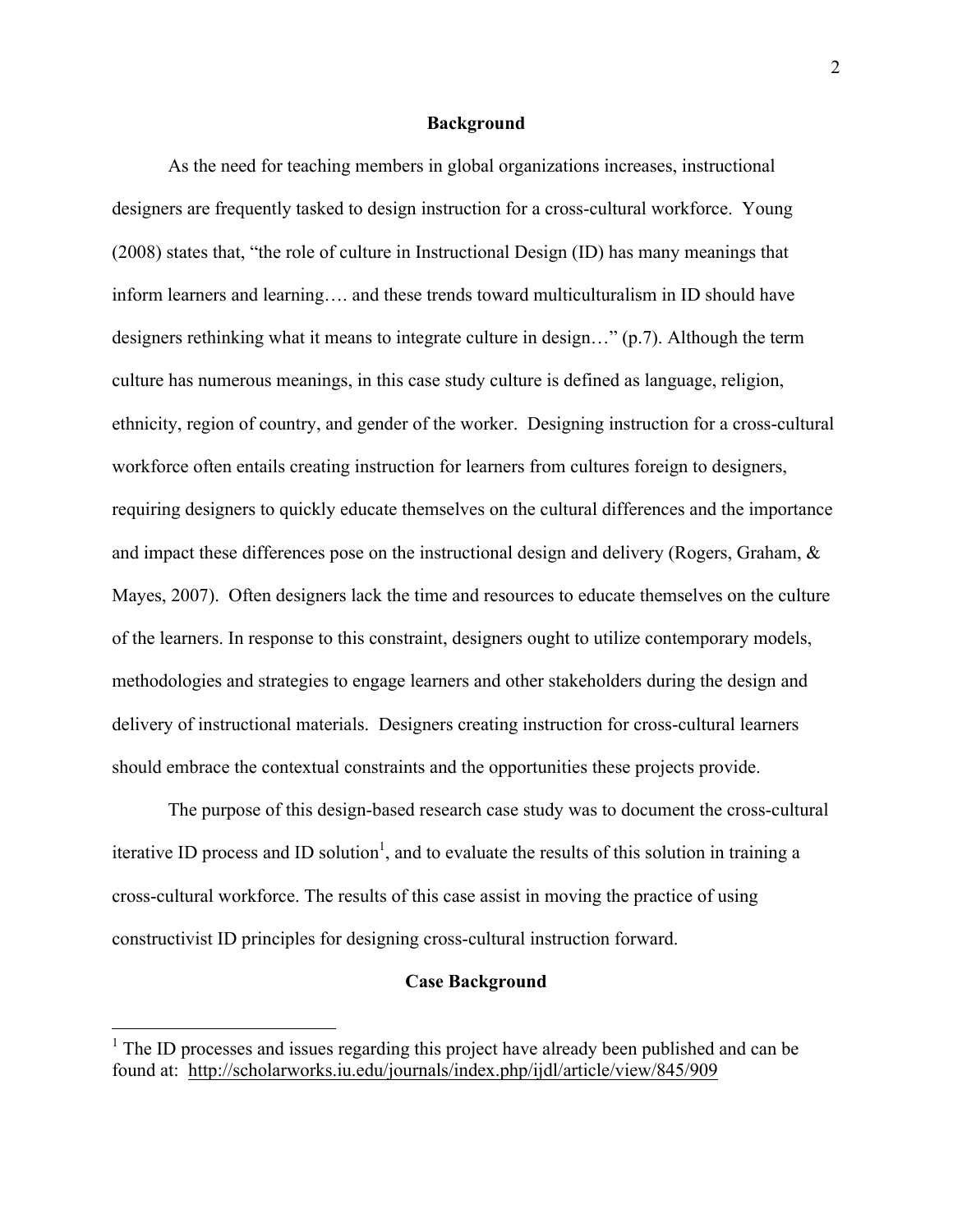## Background

As the need for teaching members in global organizations increases, instructional designers are frequently tasked to design instruction for a cross-cultural workforce. Young (2008) states that, "the role of culture in Instructional Design (ID) has many meanings that inform learners and learning…. and these trends toward multiculturalism in ID should have designers rethinking what it means to integrate culture in design…" (p.7). Although the term culture has numerous meanings, in this case study culture is defined as language, religion, ethnicity, region of country, and gender of the worker. Designing instruction for a cross-cultural workforce often entails creating instruction for learners from cultures foreign to designers, requiring designers to quickly educate themselves on the cultural differences and the importance and impact these differences pose on the instructional design and delivery (Rogers, Graham, & Mayes, 2007). Often designers lack the time and resources to educate themselves on the culture of the learners. In response to this constraint, designers ought to utilize contemporary models, methodologies and strategies to engage learners and other stakeholders during the design and delivery of instructional materials. Designers creating instruction for cross-cultural learners should embrace the contextual constraints and the opportunities these projects provide.

The purpose of this design-based research case study was to document the cross-cultural iterative ID process and ID solution[1], and to evaluate the results of this solution in training a cross-cultural workforce. The results of this case assist in moving the practice of using constructivist ID principles for designing cross-cultural instruction forward.

## Case Background

[1] The ID processes and issues regarding this project have already been published and can be found at: http://scholarworks.iu.edu/journals/index.php/ijdl/article/view/845/909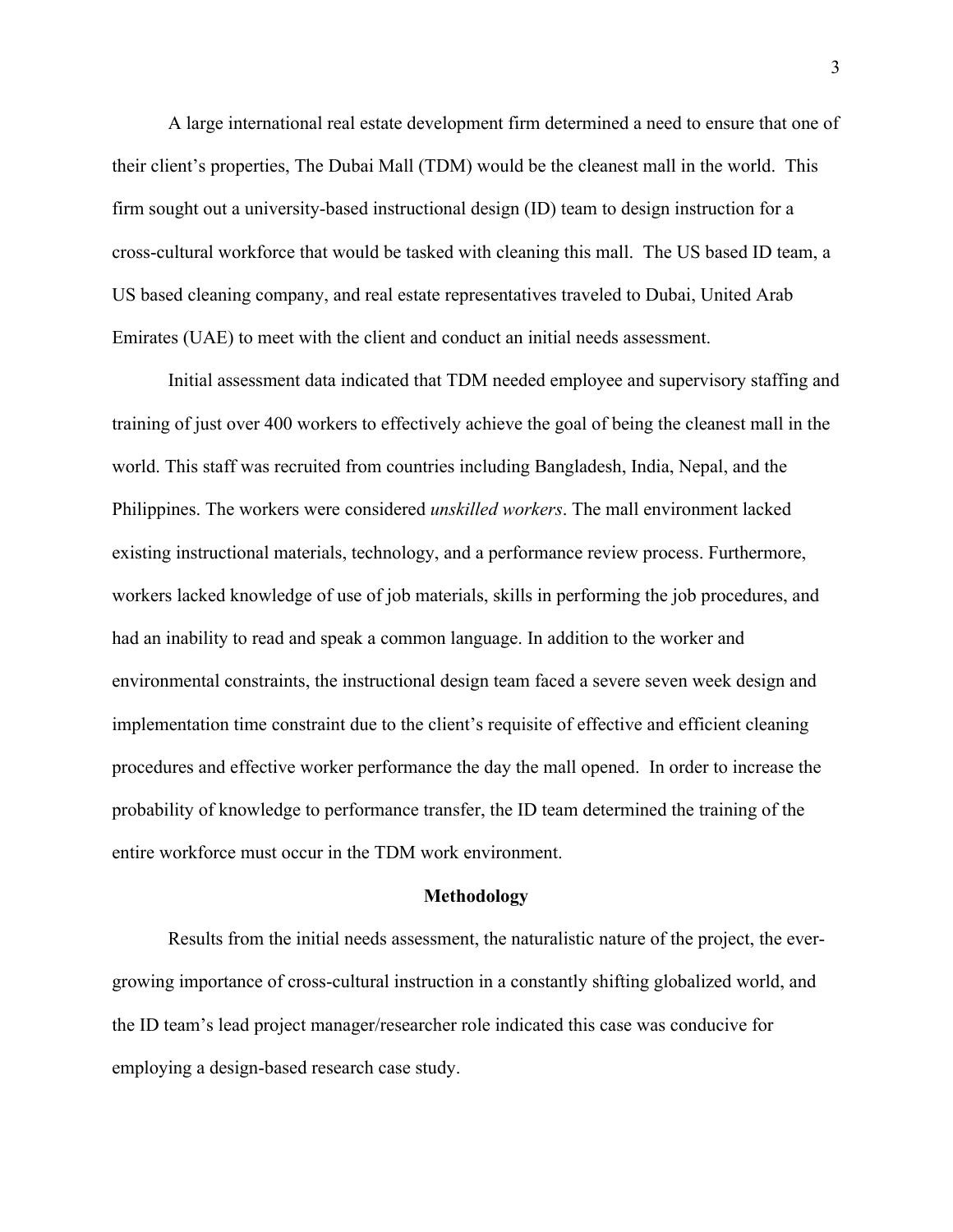A large international real estate development firm determined a need to ensure that one of their client's properties, The Dubai Mall (TDM) would be the cleanest mall in the world. This firm sought out a university-based instructional design (ID) team to design instruction for a cross-cultural workforce that would be tasked with cleaning this mall. The US based ID team, a US based cleaning company, and real estate representatives traveled to Dubai, United Arab Emirates (UAE) to meet with the client and conduct an initial needs assessment.

Initial assessment data indicated that TDM needed employee and supervisory staffing and training of just over 400 workers to effectively achieve the goal of being the cleanest mall in the world. This staff was recruited from countries including Bangladesh, India, Nepal, and the Philippines. The workers were considered *unskilled workers*. The mall environment lacked existing instructional materials, technology, and a performance review process. Furthermore, workers lacked knowledge of use of job materials, skills in performing the job procedures, and had an inability to read and speak a common language. In addition to the worker and environmental constraints, the instructional design team faced a severe seven week design and implementation time constraint due to the client's requisite of effective and efficient cleaning procedures and effective worker performance the day the mall opened. In order to increase the probability of knowledge to performance transfer, the ID team determined the training of the entire workforce must occur in the TDM work environment.

## Methodology

Results from the initial needs assessment, the naturalistic nature of the project, the ever-growing importance of cross-cultural instruction in a constantly shifting globalized world, and the ID team's lead project manager/researcher role indicated this case was conducive for employing a design-based research case study.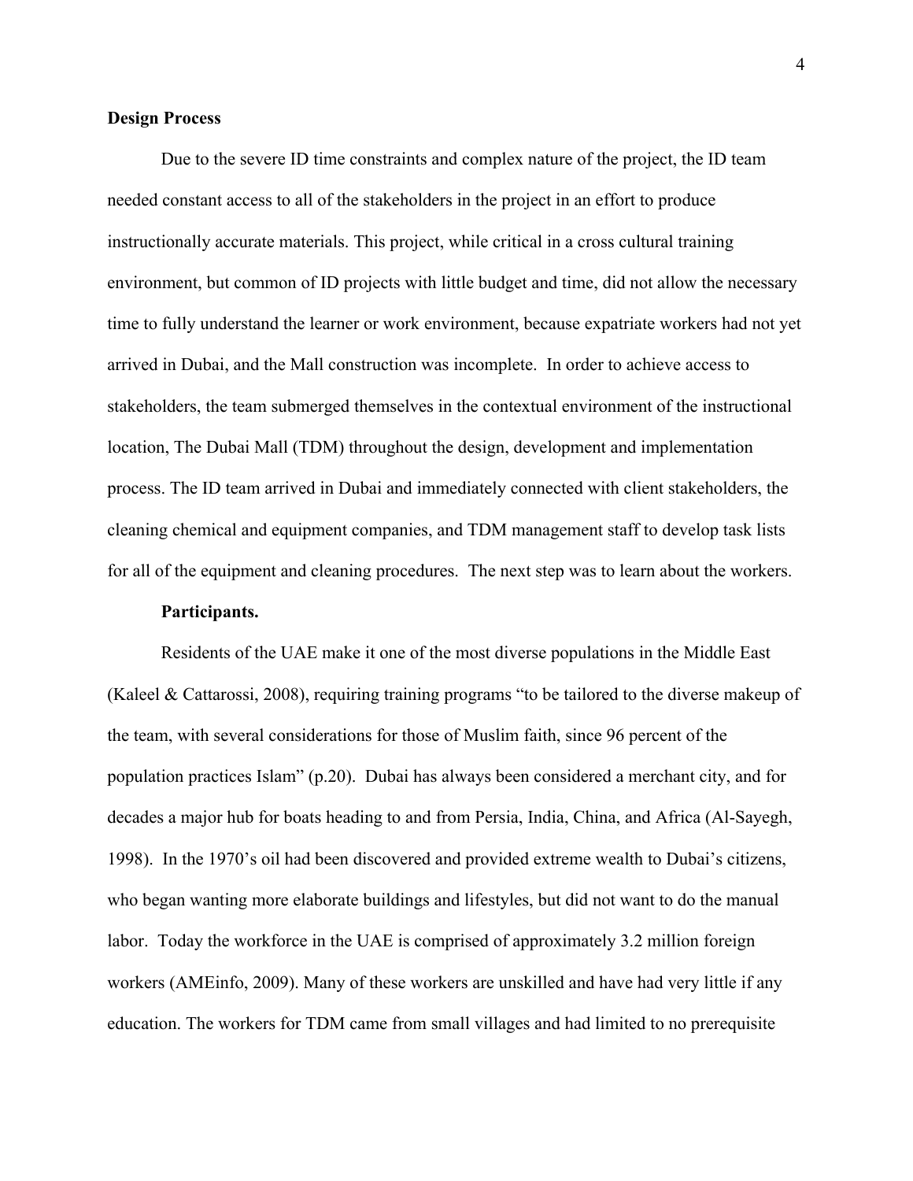**Design Process**

Due to the severe ID time constraints and complex nature of the project, the ID team needed constant access to all of the stakeholders in the project in an effort to produce instructionally accurate materials. This project, while critical in a cross cultural training environment, but common of ID projects with little budget and time, did not allow the necessary time to fully understand the learner or work environment, because expatriate workers had not yet arrived in Dubai, and the Mall construction was incomplete. In order to achieve access to stakeholders, the team submerged themselves in the contextual environment of the instructional location, The Dubai Mall (TDM) throughout the design, development and implementation process. The ID team arrived in Dubai and immediately connected with client stakeholders, the cleaning chemical and equipment companies, and TDM management staff to develop task lists for all of the equipment and cleaning procedures. The next step was to learn about the workers.

**Participants.**

Residents of the UAE make it one of the most diverse populations in the Middle East (Kaleel & Cattarossi, 2008), requiring training programs "to be tailored to the diverse makeup of the team, with several considerations for those of Muslim faith, since 96 percent of the population practices Islam" (p.20). Dubai has always been considered a merchant city, and for decades a major hub for boats heading to and from Persia, India, China, and Africa (Al-Sayegh, 1998). In the 1970's oil had been discovered and provided extreme wealth to Dubai's citizens, who began wanting more elaborate buildings and lifestyles, but did not want to do the manual labor. Today the workforce in the UAE is comprised of approximately 3.2 million foreign workers (AMEinfo, 2009). Many of these workers are unskilled and have had very little if any education. The workers for TDM came from small villages and had limited to no prerequisite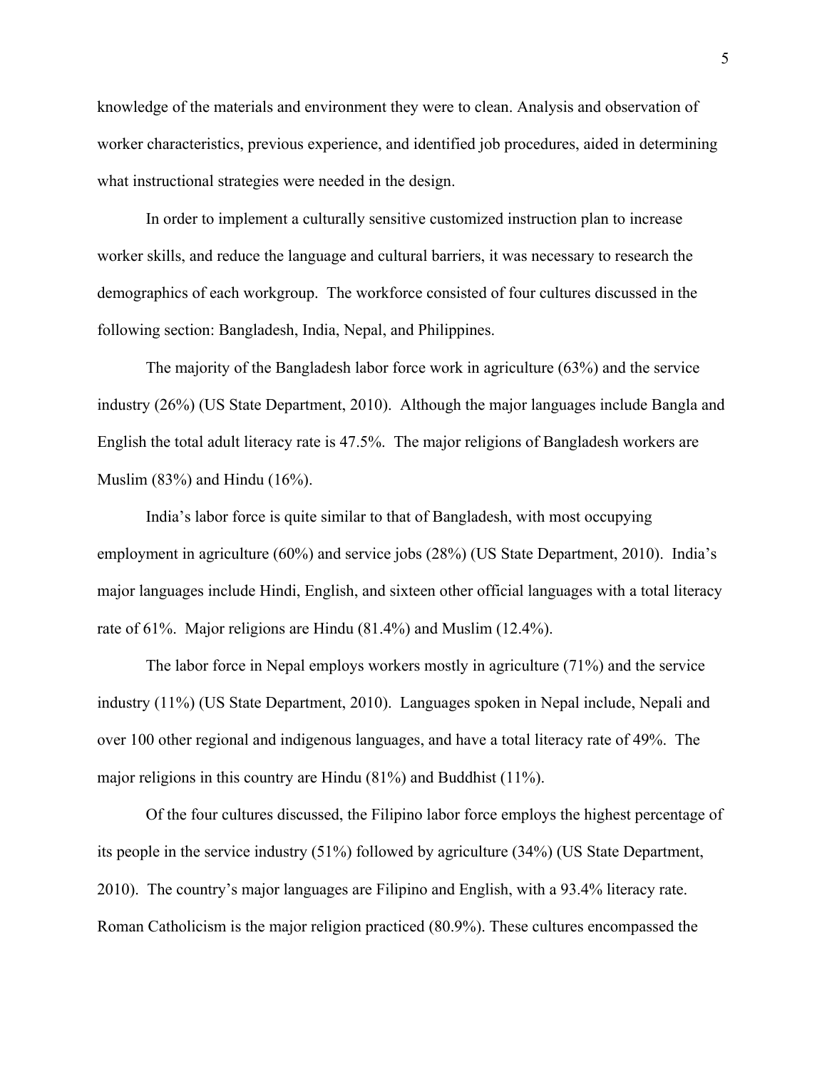knowledge of the materials and environment they were to clean. Analysis and observation of worker characteristics, previous experience, and identified job procedures, aided in determining what instructional strategies were needed in the design.

In order to implement a culturally sensitive customized instruction plan to increase worker skills, and reduce the language and cultural barriers, it was necessary to research the demographics of each workgroup. The workforce consisted of four cultures discussed in the following section: Bangladesh, India, Nepal, and Philippines.

The majority of the Bangladesh labor force work in agriculture (63%) and the service industry (26%) (US State Department, 2010). Although the major languages include Bangla and English the total adult literacy rate is 47.5%. The major religions of Bangladesh workers are Muslim (83%) and Hindu (16%).

India's labor force is quite similar to that of Bangladesh, with most occupying employment in agriculture (60%) and service jobs (28%) (US State Department, 2010). India's major languages include Hindi, English, and sixteen other official languages with a total literacy rate of 61%. Major religions are Hindu (81.4%) and Muslim (12.4%).

The labor force in Nepal employs workers mostly in agriculture (71%) and the service industry (11%) (US State Department, 2010). Languages spoken in Nepal include, Nepali and over 100 other regional and indigenous languages, and have a total literacy rate of 49%. The major religions in this country are Hindu (81%) and Buddhist (11%).

Of the four cultures discussed, the Filipino labor force employs the highest percentage of its people in the service industry (51%) followed by agriculture (34%) (US State Department, 2010). The country's major languages are Filipino and English, with a 93.4% literacy rate. Roman Catholicism is the major religion practiced (80.9%). These cultures encompassed the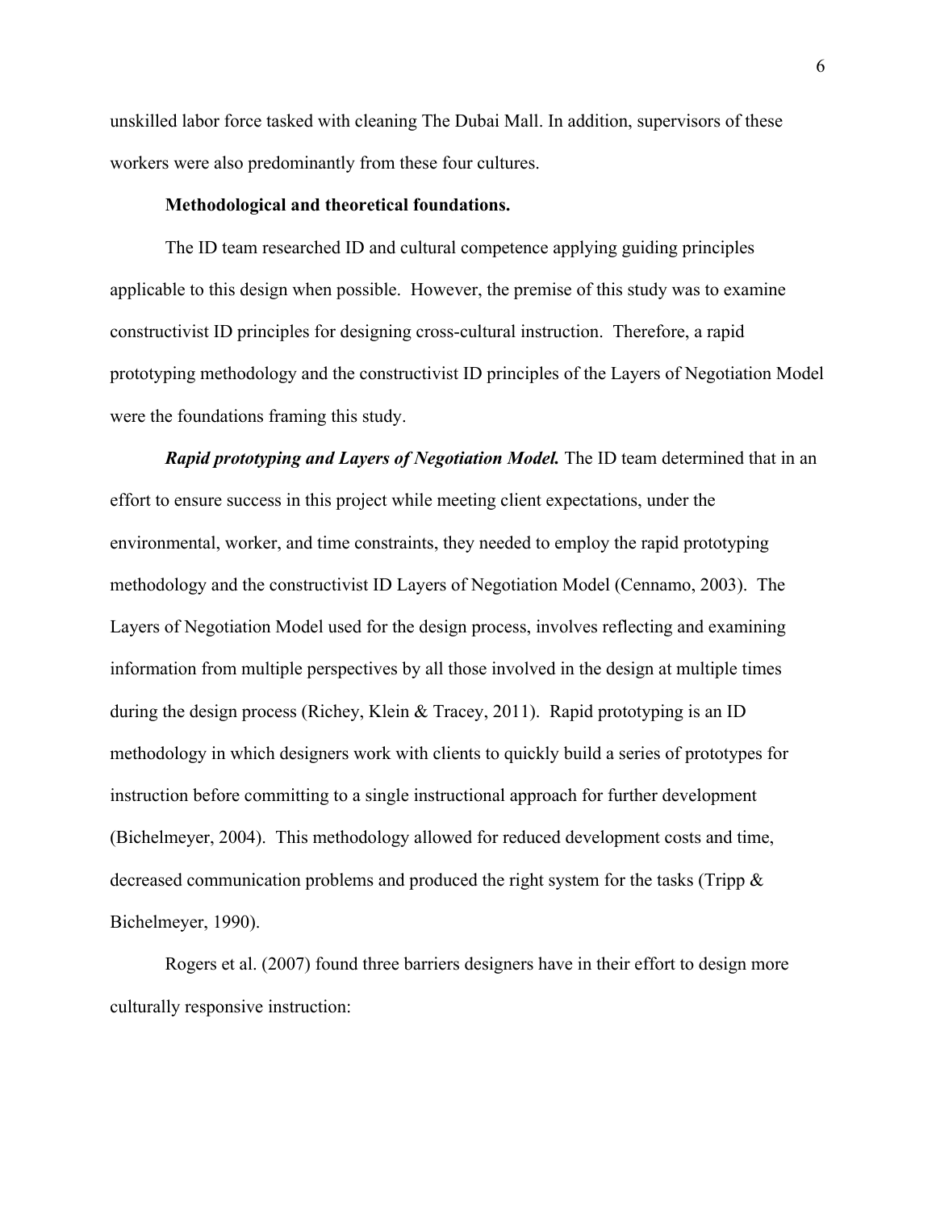unskilled labor force tasked with cleaning The Dubai Mall. In addition, supervisors of these workers were also predominantly from these four cultures.

**Methodological and theoretical foundations.**

The ID team researched ID and cultural competence applying guiding principles applicable to this design when possible. However, the premise of this study was to examine constructivist ID principles for designing cross-cultural instruction. Therefore, a rapid prototyping methodology and the constructivist ID principles of the Layers of Negotiation Model were the foundations framing this study.

***Rapid prototyping and Layers of Negotiation Model.*** The ID team determined that in an effort to ensure success in this project while meeting client expectations, under the environmental, worker, and time constraints, they needed to employ the rapid prototyping methodology and the constructivist ID Layers of Negotiation Model (Cennamo, 2003). The Layers of Negotiation Model used for the design process, involves reflecting and examining information from multiple perspectives by all those involved in the design at multiple times during the design process (Richey, Klein & Tracey, 2011). Rapid prototyping is an ID methodology in which designers work with clients to quickly build a series of prototypes for instruction before committing to a single instructional approach for further development (Bichelmeyer, 2004). This methodology allowed for reduced development costs and time, decreased communication problems and produced the right system for the tasks (Tripp & Bichelmeyer, 1990).

Rogers et al. (2007) found three barriers designers have in their effort to design more culturally responsive instruction: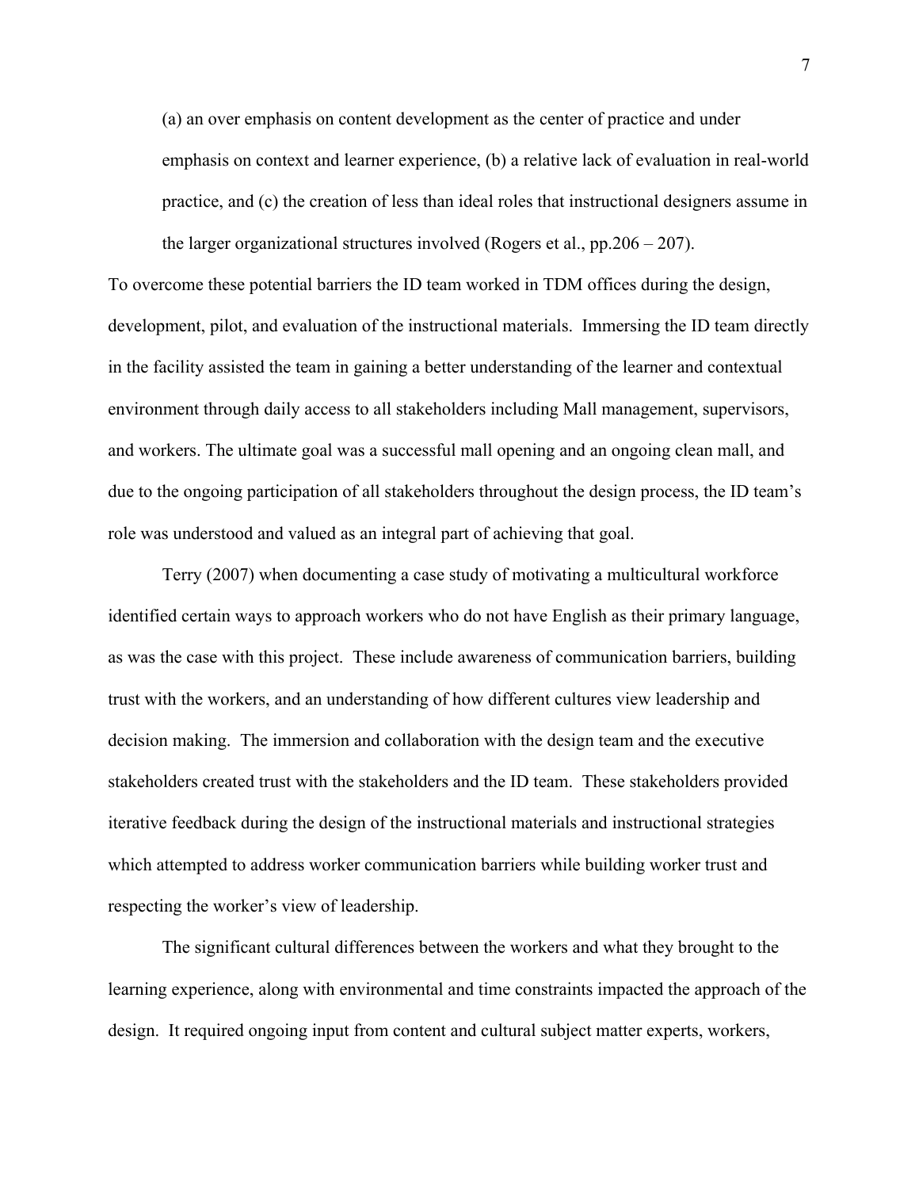> (a) an over emphasis on content development as the center of practice and under emphasis on context and learner experience, (b) a relative lack of evaluation in real-world practice, and (c) the creation of less than ideal roles that instructional designers assume in the larger organizational structures involved (Rogers et al., pp.206 – 207).

To overcome these potential barriers the ID team worked in TDM offices during the design, development, pilot, and evaluation of the instructional materials. Immersing the ID team directly in the facility assisted the team in gaining a better understanding of the learner and contextual environment through daily access to all stakeholders including Mall management, supervisors, and workers. The ultimate goal was a successful mall opening and an ongoing clean mall, and due to the ongoing participation of all stakeholders throughout the design process, the ID team's role was understood and valued as an integral part of achieving that goal.

Terry (2007) when documenting a case study of motivating a multicultural workforce identified certain ways to approach workers who do not have English as their primary language, as was the case with this project. These include awareness of communication barriers, building trust with the workers, and an understanding of how different cultures view leadership and decision making. The immersion and collaboration with the design team and the executive stakeholders created trust with the stakeholders and the ID team. These stakeholders provided iterative feedback during the design of the instructional materials and instructional strategies which attempted to address worker communication barriers while building worker trust and respecting the worker's view of leadership.

The significant cultural differences between the workers and what they brought to the learning experience, along with environmental and time constraints impacted the approach of the design. It required ongoing input from content and cultural subject matter experts, workers,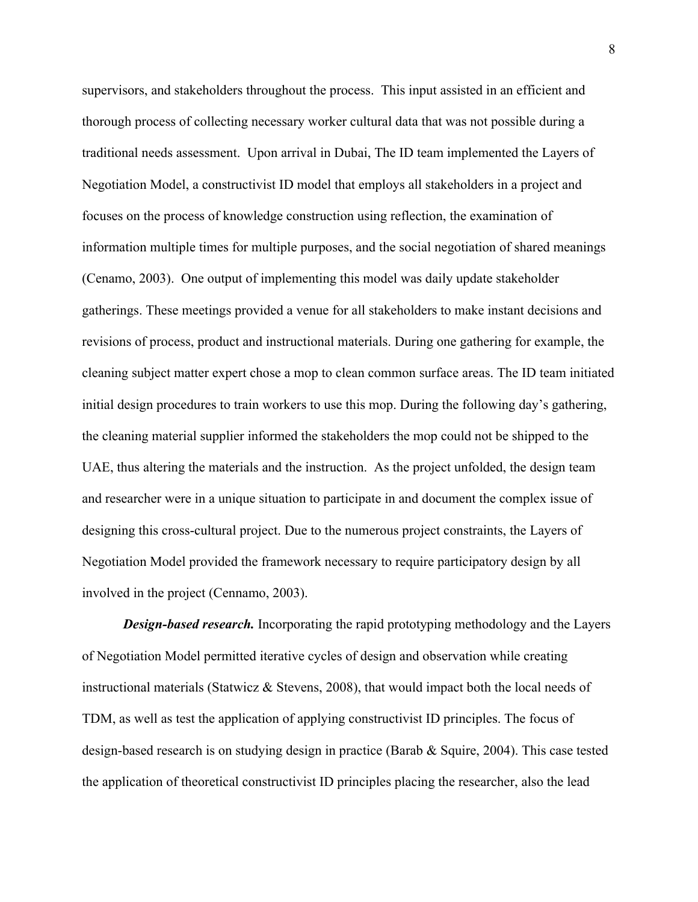supervisors, and stakeholders throughout the process. This input assisted in an efficient and thorough process of collecting necessary worker cultural data that was not possible during a traditional needs assessment. Upon arrival in Dubai, The ID team implemented the Layers of Negotiation Model, a constructivist ID model that employs all stakeholders in a project and focuses on the process of knowledge construction using reflection, the examination of information multiple times for multiple purposes, and the social negotiation of shared meanings (Cenamo, 2003). One output of implementing this model was daily update stakeholder gatherings. These meetings provided a venue for all stakeholders to make instant decisions and revisions of process, product and instructional materials. During one gathering for example, the cleaning subject matter expert chose a mop to clean common surface areas. The ID team initiated initial design procedures to train workers to use this mop. During the following day's gathering, the cleaning material supplier informed the stakeholders the mop could not be shipped to the UAE, thus altering the materials and the instruction. As the project unfolded, the design team and researcher were in a unique situation to participate in and document the complex issue of designing this cross-cultural project. Due to the numerous project constraints, the Layers of Negotiation Model provided the framework necessary to require participatory design by all involved in the project (Cennamo, 2003).

***Design-based research.*** Incorporating the rapid prototyping methodology and the Layers of Negotiation Model permitted iterative cycles of design and observation while creating instructional materials (Statwicz & Stevens, 2008), that would impact both the local needs of TDM, as well as test the application of applying constructivist ID principles. The focus of design-based research is on studying design in practice (Barab & Squire, 2004). This case tested the application of theoretical constructivist ID principles placing the researcher, also the lead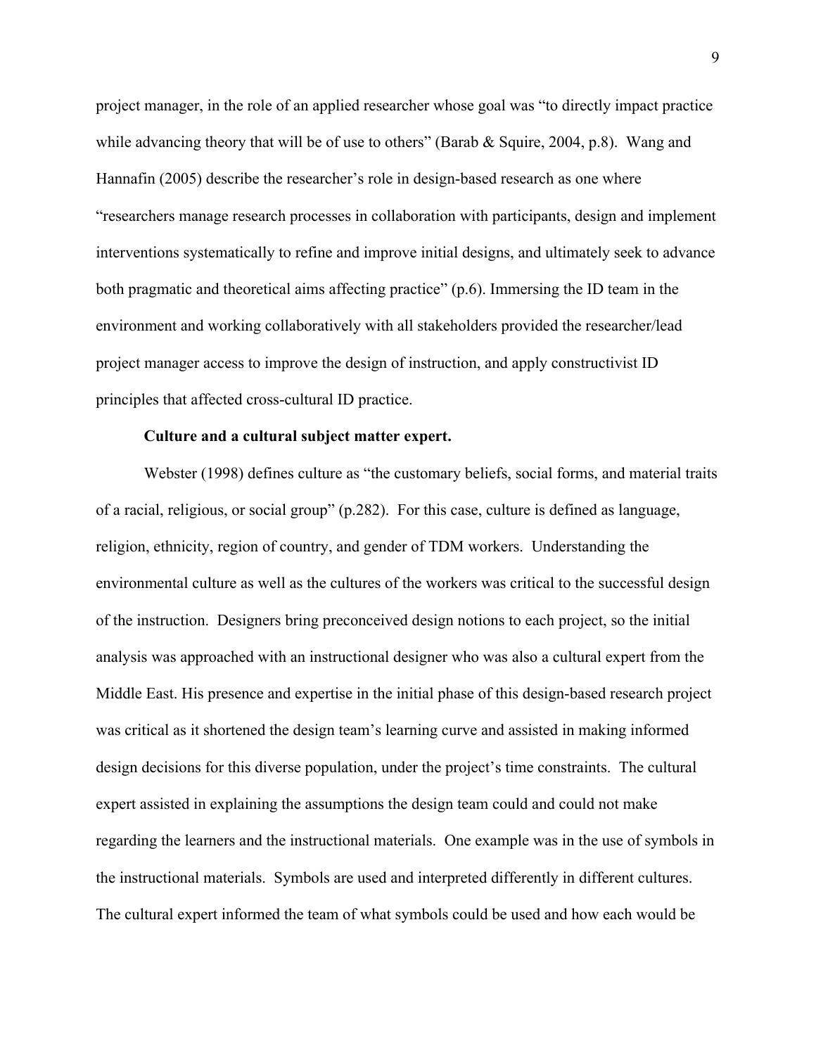project manager, in the role of an applied researcher whose goal was "to directly impact practice while advancing theory that will be of use to others" (Barab & Squire, 2004, p.8). Wang and Hannafin (2005) describe the researcher's role in design-based research as one where "researchers manage research processes in collaboration with participants, design and implement interventions systematically to refine and improve initial designs, and ultimately seek to advance both pragmatic and theoretical aims affecting practice" (p.6). Immersing the ID team in the environment and working collaboratively with all stakeholders provided the researcher/lead project manager access to improve the design of instruction, and apply constructivist ID principles that affected cross-cultural ID practice.

**Culture and a cultural subject matter expert.**

Webster (1998) defines culture as "the customary beliefs, social forms, and material traits of a racial, religious, or social group" (p.282). For this case, culture is defined as language, religion, ethnicity, region of country, and gender of TDM workers. Understanding the environmental culture as well as the cultures of the workers was critical to the successful design of the instruction. Designers bring preconceived design notions to each project, so the initial analysis was approached with an instructional designer who was also a cultural expert from the Middle East. His presence and expertise in the initial phase of this design-based research project was critical as it shortened the design team's learning curve and assisted in making informed design decisions for this diverse population, under the project's time constraints. The cultural expert assisted in explaining the assumptions the design team could and could not make regarding the learners and the instructional materials. One example was in the use of symbols in the instructional materials. Symbols are used and interpreted differently in different cultures. The cultural expert informed the team of what symbols could be used and how each would be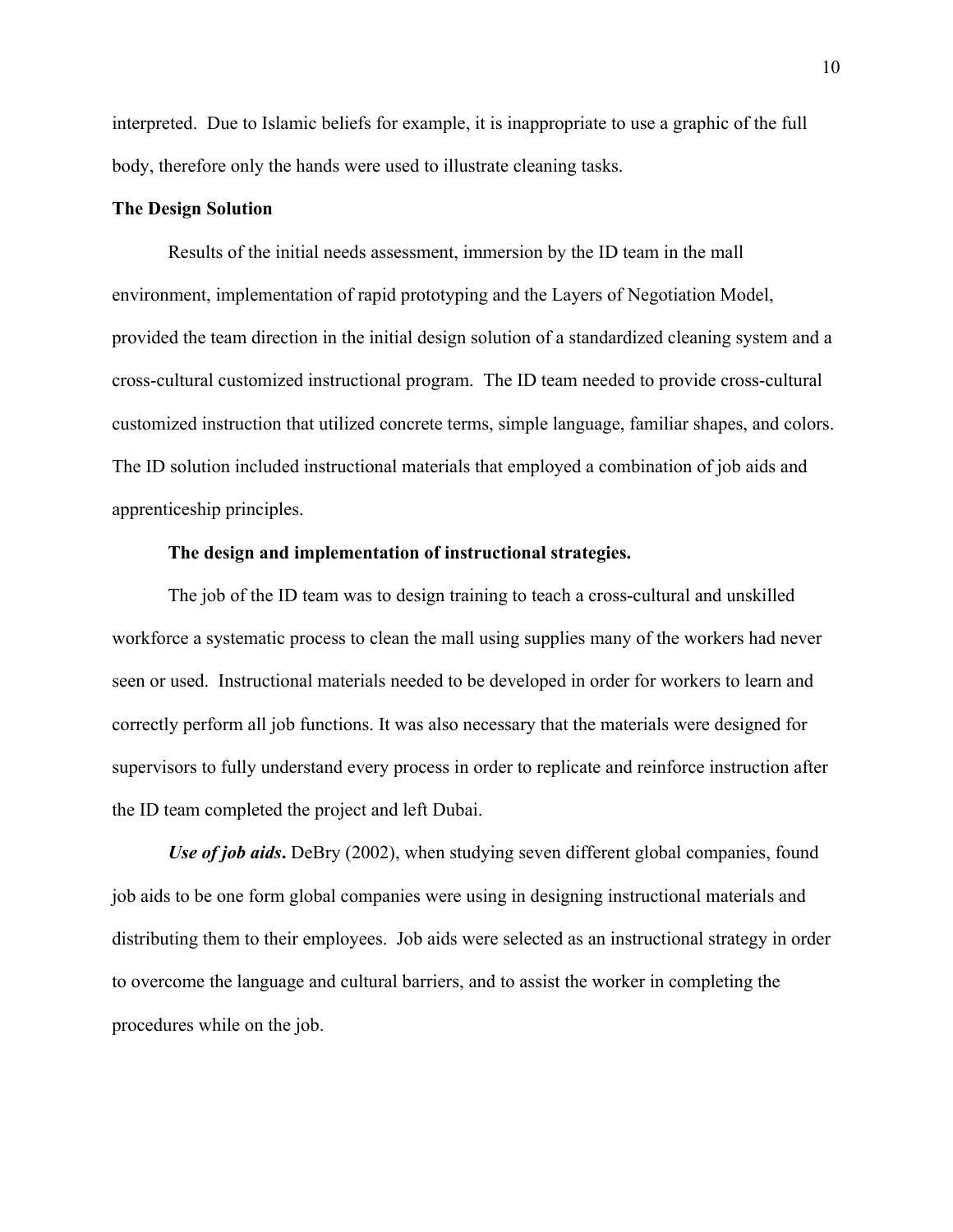interpreted. Due to Islamic beliefs for example, it is inappropriate to use a graphic of the full body, therefore only the hands were used to illustrate cleaning tasks.

## The Design Solution

Results of the initial needs assessment, immersion by the ID team in the mall environment, implementation of rapid prototyping and the Layers of Negotiation Model, provided the team direction in the initial design solution of a standardized cleaning system and a cross-cultural customized instructional program. The ID team needed to provide cross-cultural customized instruction that utilized concrete terms, simple language, familiar shapes, and colors. The ID solution included instructional materials that employed a combination of job aids and apprenticeship principles.

### The design and implementation of instructional strategies.

The job of the ID team was to design training to teach a cross-cultural and unskilled workforce a systematic process to clean the mall using supplies many of the workers had never seen or used. Instructional materials needed to be developed in order for workers to learn and correctly perform all job functions. It was also necessary that the materials were designed for supervisors to fully understand every process in order to replicate and reinforce instruction after the ID team completed the project and left Dubai.

***Use of job aids*****.** DeBry (2002), when studying seven different global companies, found job aids to be one form global companies were using in designing instructional materials and distributing them to their employees. Job aids were selected as an instructional strategy in order to overcome the language and cultural barriers, and to assist the worker in completing the procedures while on the job.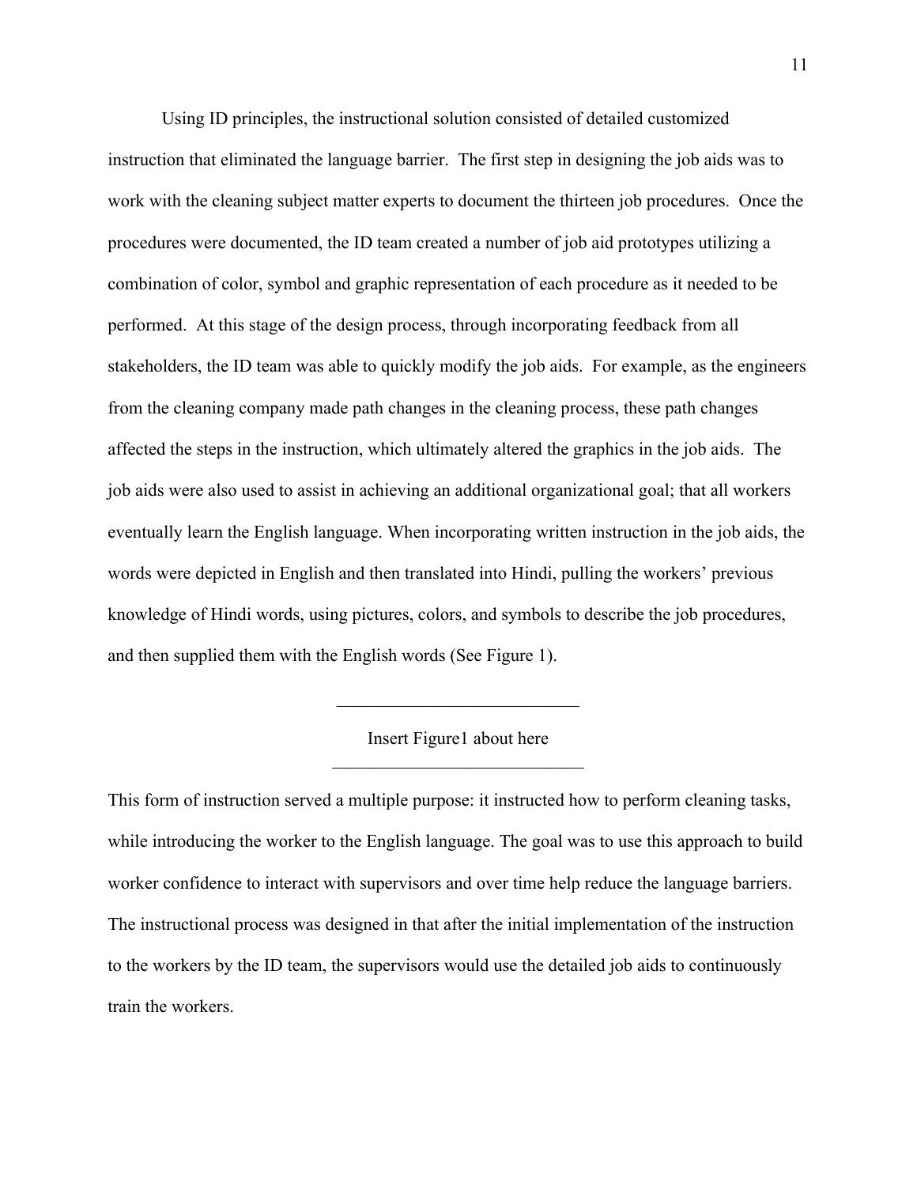Using ID principles, the instructional solution consisted of detailed customized instruction that eliminated the language barrier. The first step in designing the job aids was to work with the cleaning subject matter experts to document the thirteen job procedures. Once the procedures were documented, the ID team created a number of job aid prototypes utilizing a combination of color, symbol and graphic representation of each procedure as it needed to be performed. At this stage of the design process, through incorporating feedback from all stakeholders, the ID team was able to quickly modify the job aids. For example, as the engineers from the cleaning company made path changes in the cleaning process, these path changes affected the steps in the instruction, which ultimately altered the graphics in the job aids. The job aids were also used to assist in achieving an additional organizational goal; that all workers eventually learn the English language. When incorporating written instruction in the job aids, the words were depicted in English and then translated into Hindi, pulling the workers' previous knowledge of Hindi words, using pictures, colors, and symbols to describe the job procedures, and then supplied them with the English words (See Figure 1).

---

Insert Figure1 about here

---

This form of instruction served a multiple purpose: it instructed how to perform cleaning tasks, while introducing the worker to the English language. The goal was to use this approach to build worker confidence to interact with supervisors and over time help reduce the language barriers. The instructional process was designed in that after the initial implementation of the instruction to the workers by the ID team, the supervisors would use the detailed job aids to continuously train the workers.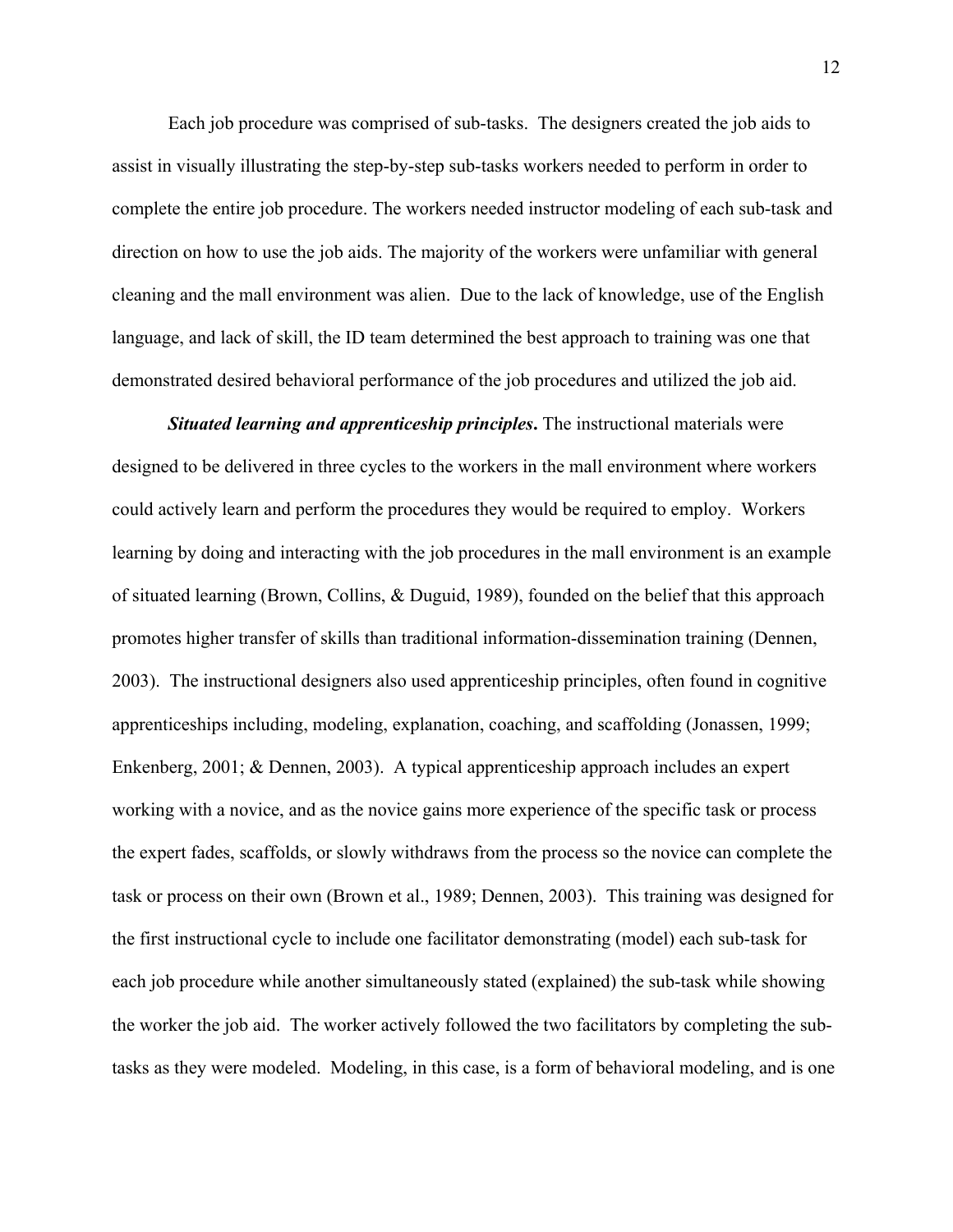Each job procedure was comprised of sub-tasks. The designers created the job aids to assist in visually illustrating the step-by-step sub-tasks workers needed to perform in order to complete the entire job procedure. The workers needed instructor modeling of each sub-task and direction on how to use the job aids. The majority of the workers were unfamiliar with general cleaning and the mall environment was alien. Due to the lack of knowledge, use of the English language, and lack of skill, the ID team determined the best approach to training was one that demonstrated desired behavioral performance of the job procedures and utilized the job aid.

***Situated learning and apprenticeship principles*.** The instructional materials were designed to be delivered in three cycles to the workers in the mall environment where workers could actively learn and perform the procedures they would be required to employ. Workers learning by doing and interacting with the job procedures in the mall environment is an example of situated learning (Brown, Collins, & Duguid, 1989), founded on the belief that this approach promotes higher transfer of skills than traditional information-dissemination training (Dennen, 2003). The instructional designers also used apprenticeship principles, often found in cognitive apprenticeships including, modeling, explanation, coaching, and scaffolding (Jonassen, 1999; Enkenberg, 2001; & Dennen, 2003). A typical apprenticeship approach includes an expert working with a novice, and as the novice gains more experience of the specific task or process the expert fades, scaffolds, or slowly withdraws from the process so the novice can complete the task or process on their own (Brown et al., 1989; Dennen, 2003). This training was designed for the first instructional cycle to include one facilitator demonstrating (model) each sub-task for each job procedure while another simultaneously stated (explained) the sub-task while showing the worker the job aid. The worker actively followed the two facilitators by completing the sub-tasks as they were modeled. Modeling, in this case, is a form of behavioral modeling, and is one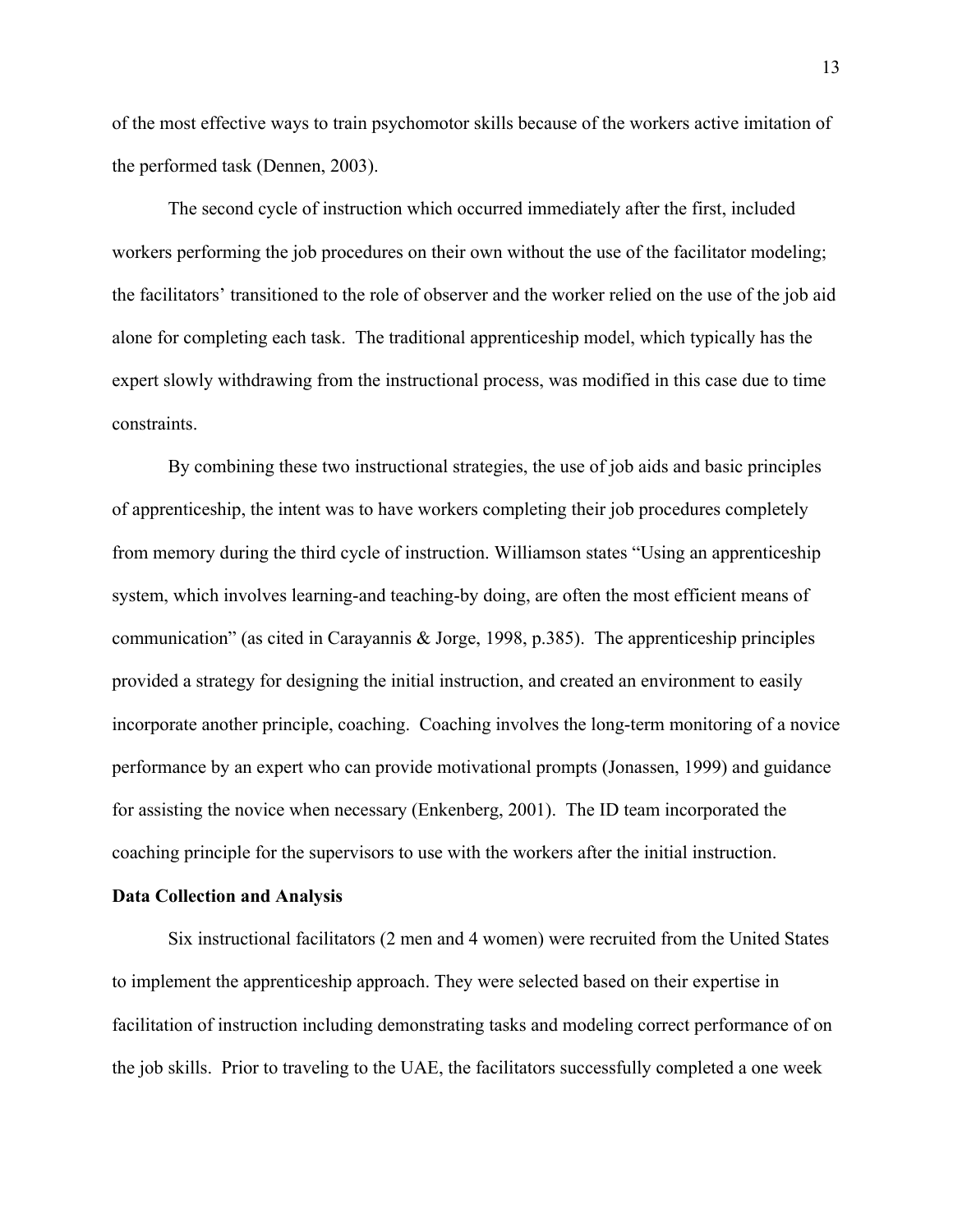of the most effective ways to train psychomotor skills because of the workers active imitation of the performed task (Dennen, 2003).

The second cycle of instruction which occurred immediately after the first, included workers performing the job procedures on their own without the use of the facilitator modeling; the facilitators' transitioned to the role of observer and the worker relied on the use of the job aid alone for completing each task. The traditional apprenticeship model, which typically has the expert slowly withdrawing from the instructional process, was modified in this case due to time constraints.

By combining these two instructional strategies, the use of job aids and basic principles of apprenticeship, the intent was to have workers completing their job procedures completely from memory during the third cycle of instruction. Williamson states "Using an apprenticeship system, which involves learning-and teaching-by doing, are often the most efficient means of communication" (as cited in Carayannis & Jorge, 1998, p.385). The apprenticeship principles provided a strategy for designing the initial instruction, and created an environment to easily incorporate another principle, coaching. Coaching involves the long-term monitoring of a novice performance by an expert who can provide motivational prompts (Jonassen, 1999) and guidance for assisting the novice when necessary (Enkenberg, 2001). The ID team incorporated the coaching principle for the supervisors to use with the workers after the initial instruction.

**Data Collection and Analysis**

Six instructional facilitators (2 men and 4 women) were recruited from the United States to implement the apprenticeship approach. They were selected based on their expertise in facilitation of instruction including demonstrating tasks and modeling correct performance of on the job skills. Prior to traveling to the UAE, the facilitators successfully completed a one week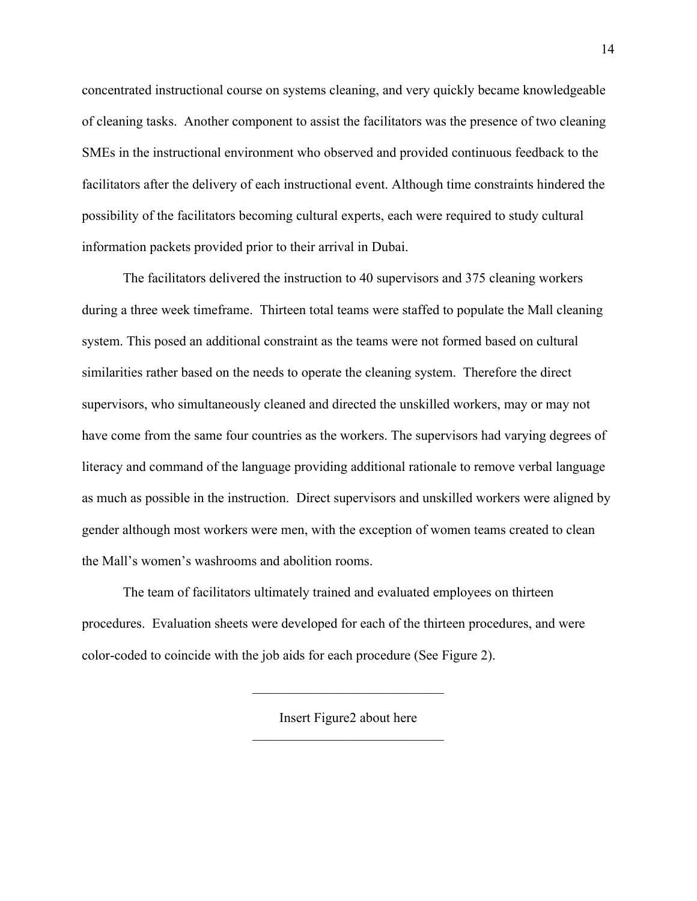concentrated instructional course on systems cleaning, and very quickly became knowledgeable of cleaning tasks. Another component to assist the facilitators was the presence of two cleaning SMEs in the instructional environment who observed and provided continuous feedback to the facilitators after the delivery of each instructional event. Although time constraints hindered the possibility of the facilitators becoming cultural experts, each were required to study cultural information packets provided prior to their arrival in Dubai.

The facilitators delivered the instruction to 40 supervisors and 375 cleaning workers during a three week timeframe. Thirteen total teams were staffed to populate the Mall cleaning system. This posed an additional constraint as the teams were not formed based on cultural similarities rather based on the needs to operate the cleaning system. Therefore the direct supervisors, who simultaneously cleaned and directed the unskilled workers, may or may not have come from the same four countries as the workers. The supervisors had varying degrees of literacy and command of the language providing additional rationale to remove verbal language as much as possible in the instruction. Direct supervisors and unskilled workers were aligned by gender although most workers were men, with the exception of women teams created to clean the Mall's women's washrooms and abolition rooms.

The team of facilitators ultimately trained and evaluated employees on thirteen procedures. Evaluation sheets were developed for each of the thirteen procedures, and were color-coded to coincide with the job aids for each procedure (See Figure 2).

---

Insert Figure2 about here

---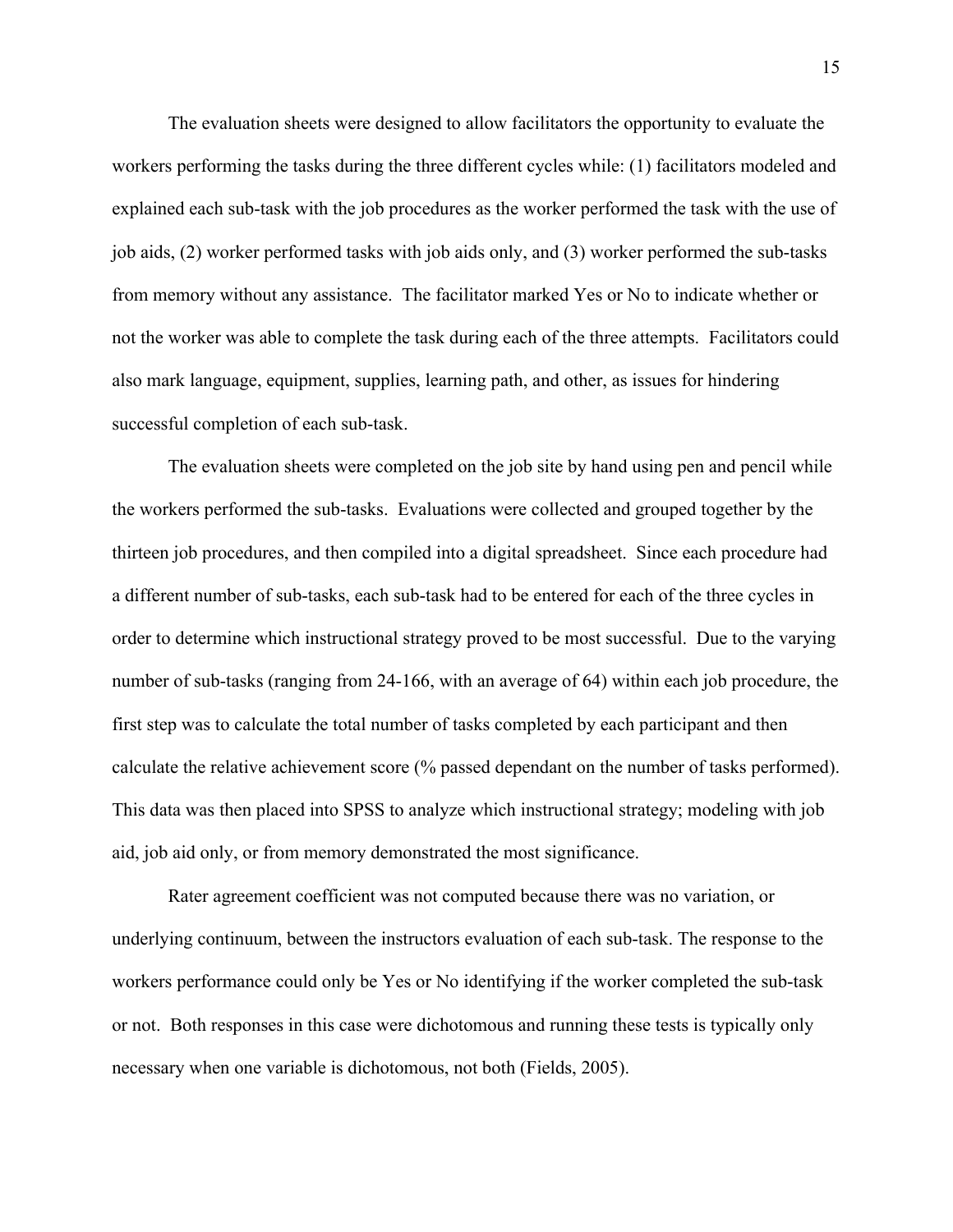The evaluation sheets were designed to allow facilitators the opportunity to evaluate the workers performing the tasks during the three different cycles while: (1) facilitators modeled and explained each sub-task with the job procedures as the worker performed the task with the use of job aids, (2) worker performed tasks with job aids only, and (3) worker performed the sub-tasks from memory without any assistance. The facilitator marked Yes or No to indicate whether or not the worker was able to complete the task during each of the three attempts. Facilitators could also mark language, equipment, supplies, learning path, and other, as issues for hindering successful completion of each sub-task.

The evaluation sheets were completed on the job site by hand using pen and pencil while the workers performed the sub-tasks. Evaluations were collected and grouped together by the thirteen job procedures, and then compiled into a digital spreadsheet. Since each procedure had a different number of sub-tasks, each sub-task had to be entered for each of the three cycles in order to determine which instructional strategy proved to be most successful. Due to the varying number of sub-tasks (ranging from 24-166, with an average of 64) within each job procedure, the first step was to calculate the total number of tasks completed by each participant and then calculate the relative achievement score (% passed dependant on the number of tasks performed). This data was then placed into SPSS to analyze which instructional strategy; modeling with job aid, job aid only, or from memory demonstrated the most significance.

Rater agreement coefficient was not computed because there was no variation, or underlying continuum, between the instructors evaluation of each sub-task. The response to the workers performance could only be Yes or No identifying if the worker completed the sub-task or not. Both responses in this case were dichotomous and running these tests is typically only necessary when one variable is dichotomous, not both (Fields, 2005).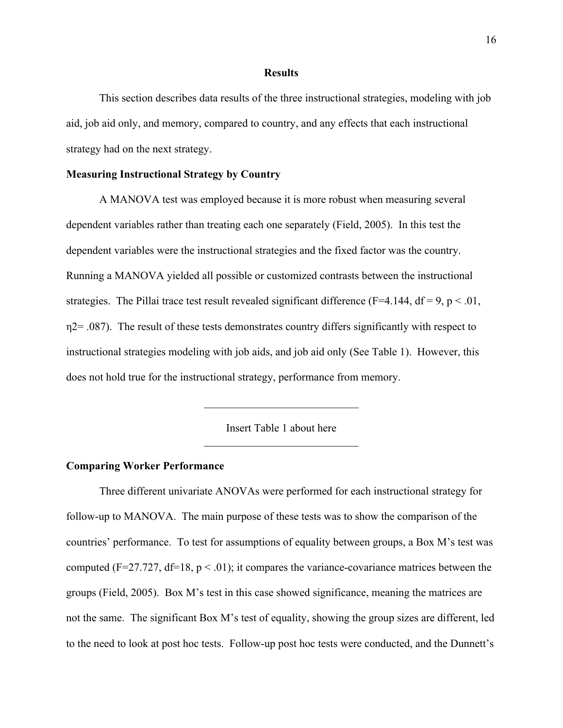## Results

This section describes data results of the three instructional strategies, modeling with job aid, job aid only, and memory, compared to country, and any effects that each instructional strategy had on the next strategy.

### Measuring Instructional Strategy by Country

A MANOVA test was employed because it is more robust when measuring several dependent variables rather than treating each one separately (Field, 2005). In this test the dependent variables were the instructional strategies and the fixed factor was the country. Running a MANOVA yielded all possible or customized contrasts between the instructional strategies. The Pillai trace test result revealed significant difference ($F=4.144$, $df = 9$, $p < .01$, $\eta^2 = .087$). The result of these tests demonstrates country differs significantly with respect to instructional strategies modeling with job aids, and job aid only (See Table 1). However, this does not hold true for the instructional strategy, performance from memory.

---

Insert Table 1 about here

---

### Comparing Worker Performance

Three different univariate ANOVAs were performed for each instructional strategy for follow-up to MANOVA. The main purpose of these tests was to show the comparison of the countries' performance. To test for assumptions of equality between groups, a Box M's test was computed ($F=27.727$, $df=18$, $p < .01$); it compares the variance-covariance matrices between the groups (Field, 2005). Box M's test in this case showed significance, meaning the matrices are not the same. The significant Box M's test of equality, showing the group sizes are different, led to the need to look at post hoc tests. Follow-up post hoc tests were conducted, and the Dunnett's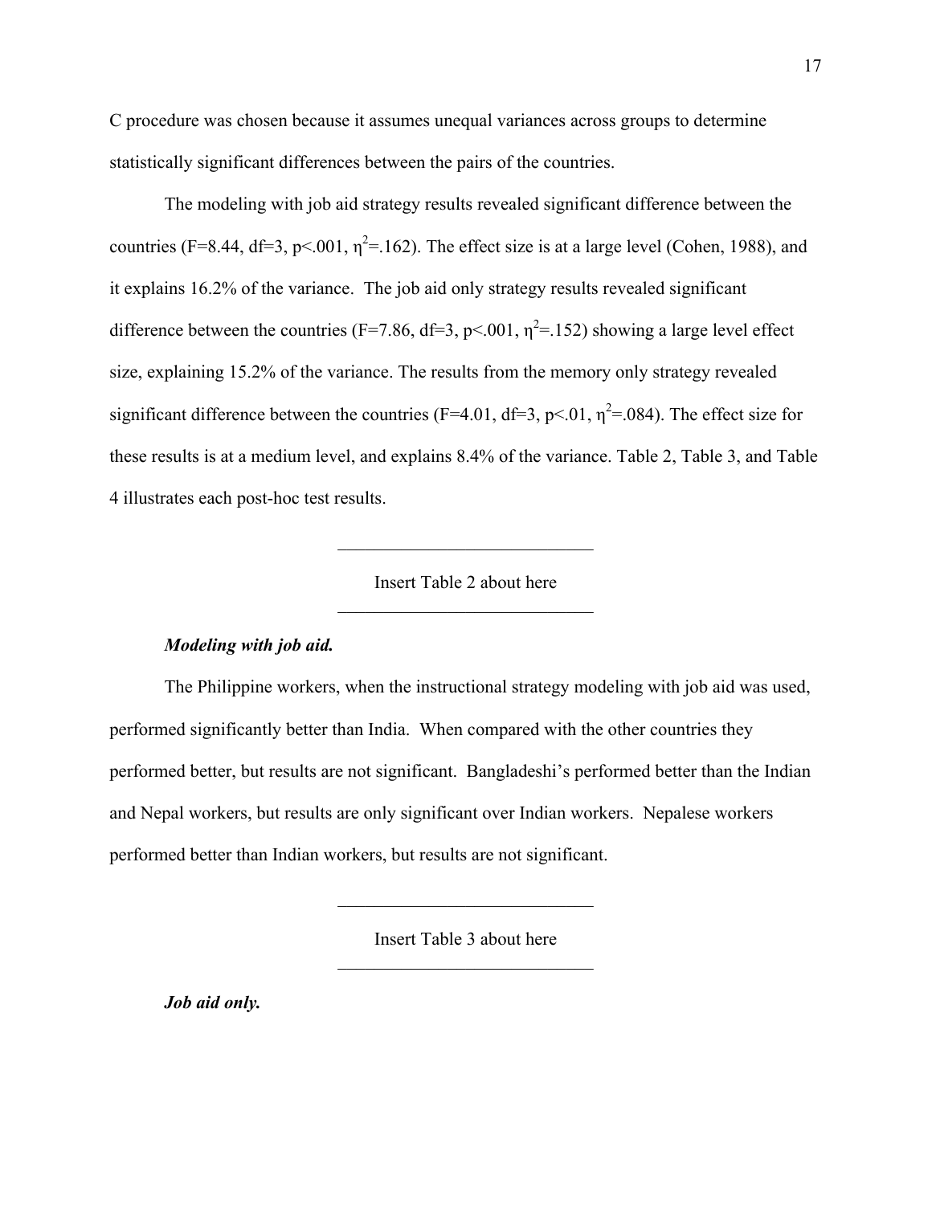C procedure was chosen because it assumes unequal variances across groups to determine statistically significant differences between the pairs of the countries.

The modeling with job aid strategy results revealed significant difference between the countries ($F=8.44$, $df=3$, $p<.001$, $\eta^2=.162$). The effect size is at a large level (Cohen, 1988), and it explains 16.2% of the variance. The job aid only strategy results revealed significant difference between the countries ($F=7.86$, $df=3$, $p<.001$, $\eta^2=.152$) showing a large level effect size, explaining 15.2% of the variance. The results from the memory only strategy revealed significant difference between the countries ($F=4.01$, $df=3$, $p<.01$, $\eta^2=.084$). The effect size for these results is at a medium level, and explains 8.4% of the variance. Table 2, Table 3, and Table 4 illustrates each post-hoc test results.

---

Insert Table 2 about here

---

***Modeling with job aid.***

The Philippine workers, when the instructional strategy modeling with job aid was used, performed significantly better than India. When compared with the other countries they performed better, but results are not significant. Bangladeshi's performed better than the Indian and Nepal workers, but results are only significant over Indian workers. Nepalese workers performed better than Indian workers, but results are not significant.

---

Insert Table 3 about here

---

***Job aid only.***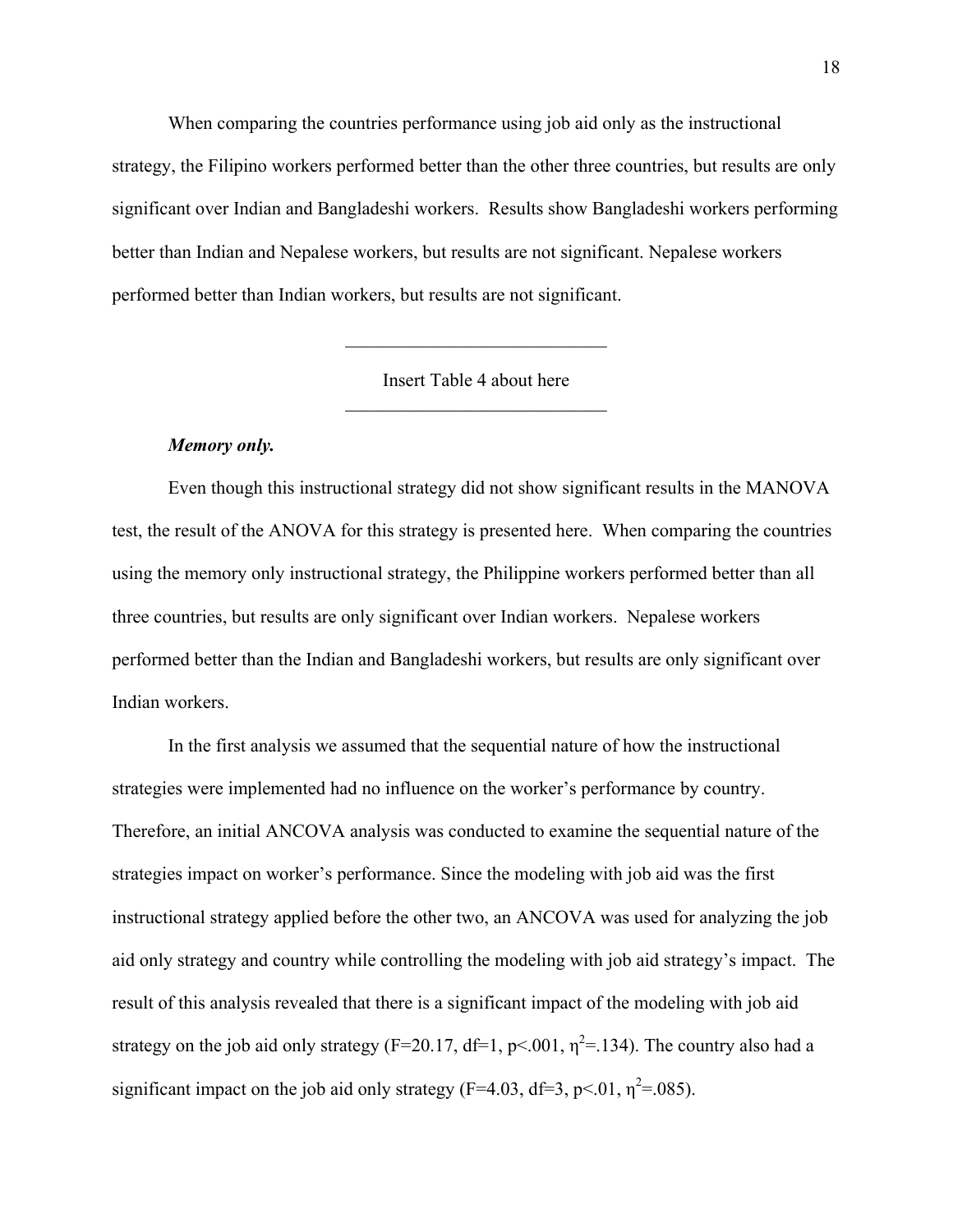When comparing the countries performance using job aid only as the instructional strategy, the Filipino workers performed better than the other three countries, but results are only significant over Indian and Bangladeshi workers. Results show Bangladeshi workers performing better than Indian and Nepalese workers, but results are not significant. Nepalese workers performed better than Indian workers, but results are not significant.

---

Insert Table 4 about here

---

***Memory only.***

Even though this instructional strategy did not show significant results in the MANOVA test, the result of the ANOVA for this strategy is presented here. When comparing the countries using the memory only instructional strategy, the Philippine workers performed better than all three countries, but results are only significant over Indian workers. Nepalese workers performed better than the Indian and Bangladeshi workers, but results are only significant over Indian workers.

In the first analysis we assumed that the sequential nature of how the instructional strategies were implemented had no influence on the worker's performance by country. Therefore, an initial ANCOVA analysis was conducted to examine the sequential nature of the strategies impact on worker's performance. Since the modeling with job aid was the first instructional strategy applied before the other two, an ANCOVA was used for analyzing the job aid only strategy and country while controlling the modeling with job aid strategy's impact. The result of this analysis revealed that there is a significant impact of the modeling with job aid strategy on the job aid only strategy ($F=20.17$, $df=1$, $p<.001$, $\eta^2=.134$). The country also had a significant impact on the job aid only strategy ($F=4.03$, $df=3$, $p<.01$, $\eta^2=.085$).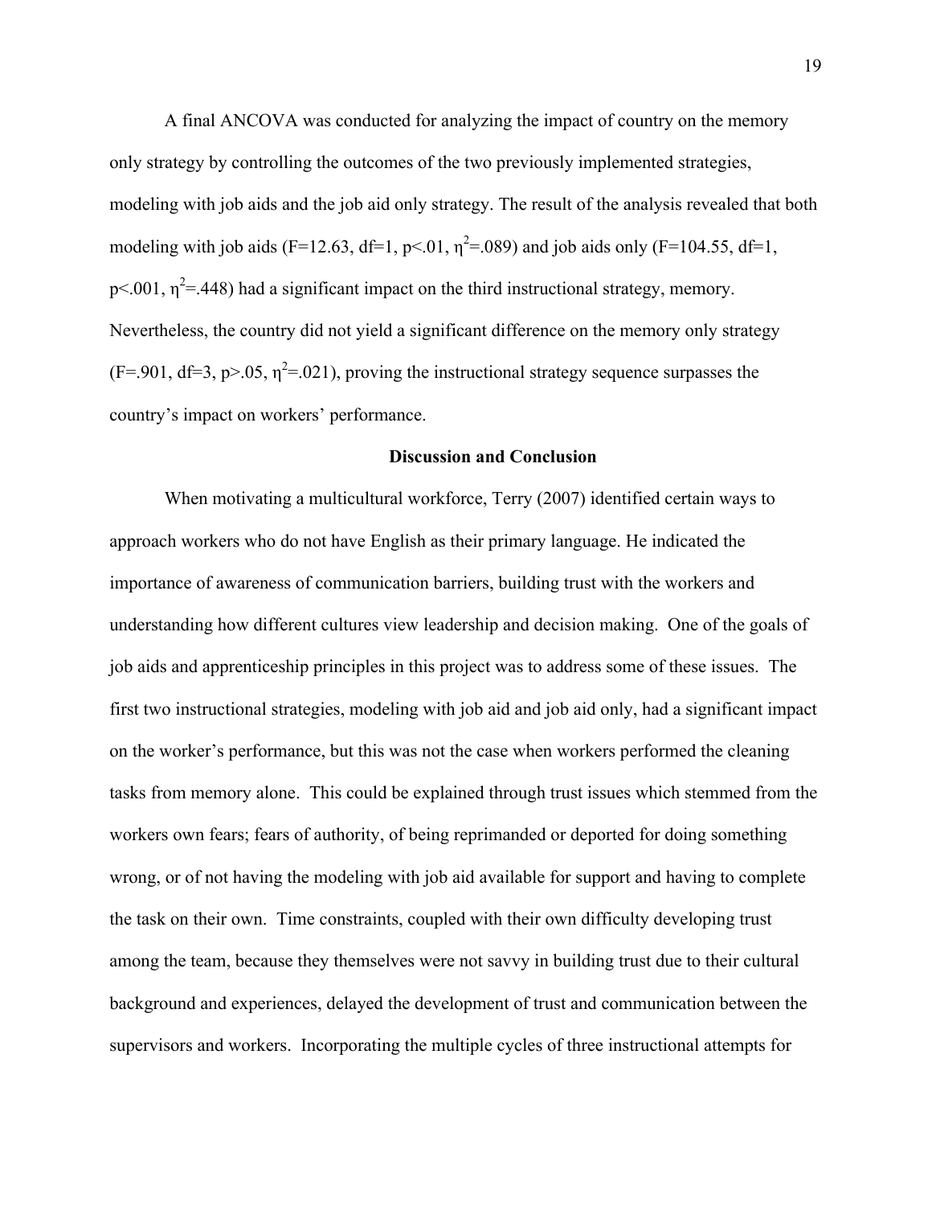A final ANCOVA was conducted for analyzing the impact of country on the memory only strategy by controlling the outcomes of the two previously implemented strategies, modeling with job aids and the job aid only strategy. The result of the analysis revealed that both modeling with job aids ($F=12.63$, $df=1$, $p<.01$, $\eta^2=.089$) and job aids only ($F=104.55$, $df=1$, $p<.001$, $\eta^2=.448$) had a significant impact on the third instructional strategy, memory. Nevertheless, the country did not yield a significant difference on the memory only strategy ($F=.901$, $df=3$, $p>.05$, $\eta^2=.021$), proving the instructional strategy sequence surpasses the country's impact on workers' performance.

## Discussion and Conclusion

When motivating a multicultural workforce, Terry (2007) identified certain ways to approach workers who do not have English as their primary language. He indicated the importance of awareness of communication barriers, building trust with the workers and understanding how different cultures view leadership and decision making. One of the goals of job aids and apprenticeship principles in this project was to address some of these issues. The first two instructional strategies, modeling with job aid and job aid only, had a significant impact on the worker's performance, but this was not the case when workers performed the cleaning tasks from memory alone. This could be explained through trust issues which stemmed from the workers own fears; fears of authority, of being reprimanded or deported for doing something wrong, or of not having the modeling with job aid available for support and having to complete the task on their own. Time constraints, coupled with their own difficulty developing trust among the team, because they themselves were not savvy in building trust due to their cultural background and experiences, delayed the development of trust and communication between the supervisors and workers. Incorporating the multiple cycles of three instructional attempts for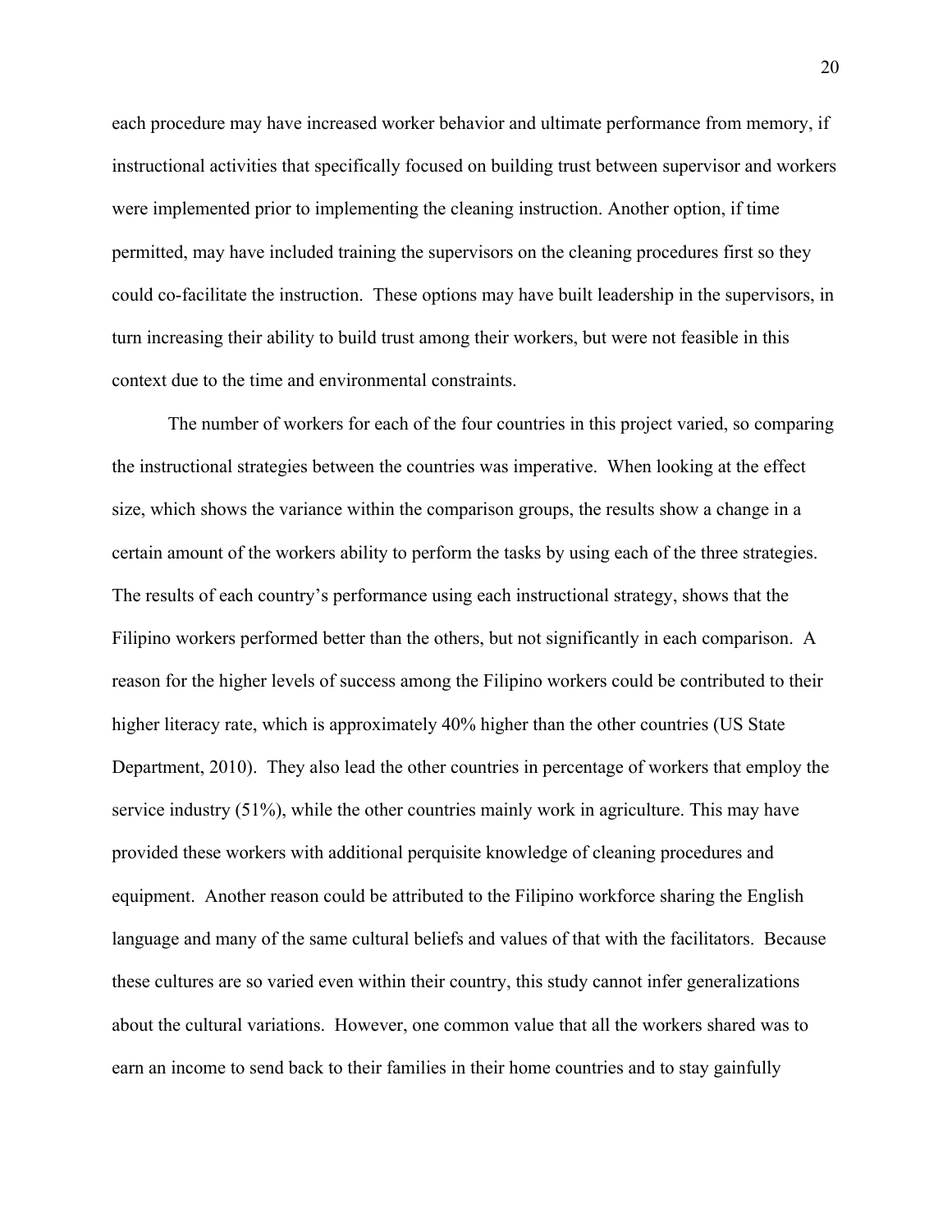each procedure may have increased worker behavior and ultimate performance from memory, if instructional activities that specifically focused on building trust between supervisor and workers were implemented prior to implementing the cleaning instruction. Another option, if time permitted, may have included training the supervisors on the cleaning procedures first so they could co-facilitate the instruction. These options may have built leadership in the supervisors, in turn increasing their ability to build trust among their workers, but were not feasible in this context due to the time and environmental constraints.

The number of workers for each of the four countries in this project varied, so comparing the instructional strategies between the countries was imperative. When looking at the effect size, which shows the variance within the comparison groups, the results show a change in a certain amount of the workers ability to perform the tasks by using each of the three strategies. The results of each country's performance using each instructional strategy, shows that the Filipino workers performed better than the others, but not significantly in each comparison. A reason for the higher levels of success among the Filipino workers could be contributed to their higher literacy rate, which is approximately 40% higher than the other countries (US State Department, 2010). They also lead the other countries in percentage of workers that employ the service industry (51%), while the other countries mainly work in agriculture. This may have provided these workers with additional perquisite knowledge of cleaning procedures and equipment. Another reason could be attributed to the Filipino workforce sharing the English language and many of the same cultural beliefs and values of that with the facilitators. Because these cultures are so varied even within their country, this study cannot infer generalizations about the cultural variations. However, one common value that all the workers shared was to earn an income to send back to their families in their home countries and to stay gainfully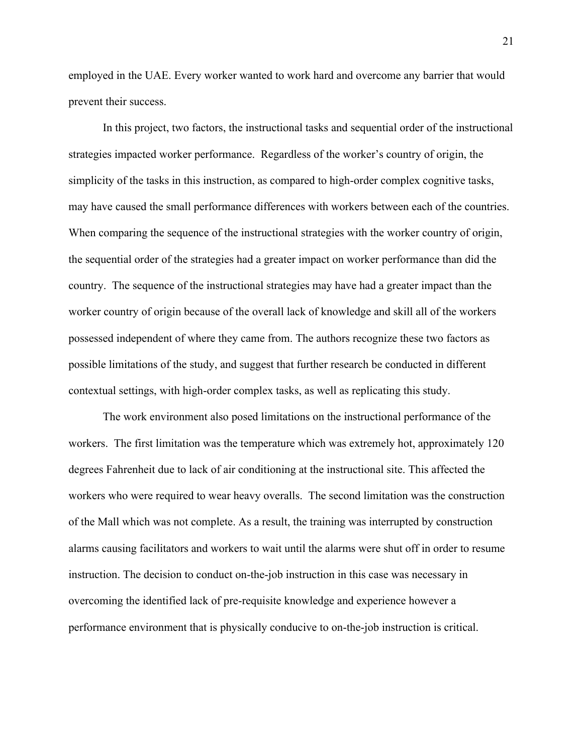employed in the UAE. Every worker wanted to work hard and overcome any barrier that would prevent their success.

In this project, two factors, the instructional tasks and sequential order of the instructional strategies impacted worker performance. Regardless of the worker's country of origin, the simplicity of the tasks in this instruction, as compared to high-order complex cognitive tasks, may have caused the small performance differences with workers between each of the countries. When comparing the sequence of the instructional strategies with the worker country of origin, the sequential order of the strategies had a greater impact on worker performance than did the country. The sequence of the instructional strategies may have had a greater impact than the worker country of origin because of the overall lack of knowledge and skill all of the workers possessed independent of where they came from. The authors recognize these two factors as possible limitations of the study, and suggest that further research be conducted in different contextual settings, with high-order complex tasks, as well as replicating this study.

The work environment also posed limitations on the instructional performance of the workers. The first limitation was the temperature which was extremely hot, approximately 120 degrees Fahrenheit due to lack of air conditioning at the instructional site. This affected the workers who were required to wear heavy overalls. The second limitation was the construction of the Mall which was not complete. As a result, the training was interrupted by construction alarms causing facilitators and workers to wait until the alarms were shut off in order to resume instruction. The decision to conduct on-the-job instruction in this case was necessary in overcoming the identified lack of pre-requisite knowledge and experience however a performance environment that is physically conducive to on-the-job instruction is critical.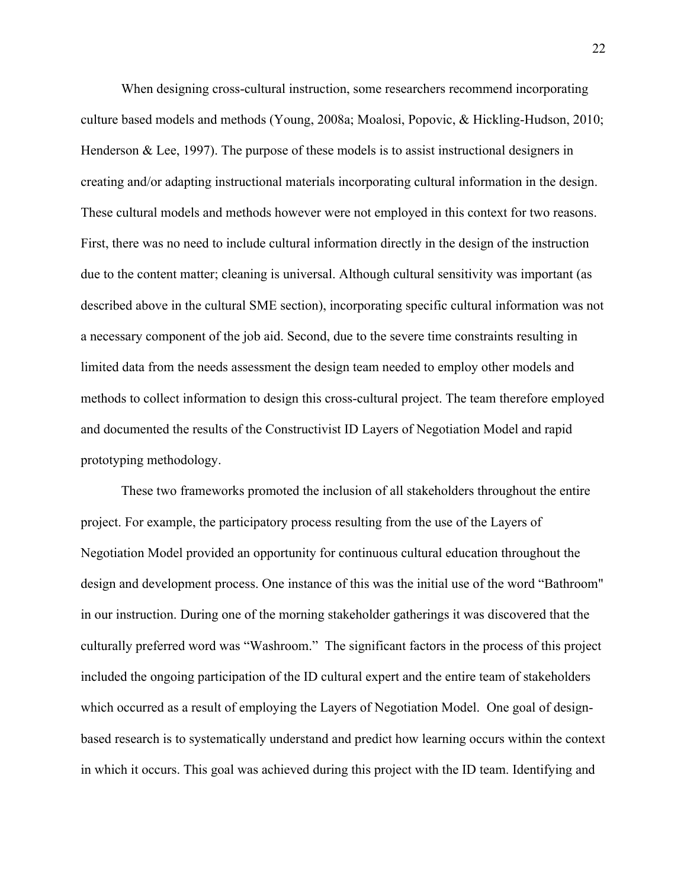When designing cross-cultural instruction, some researchers recommend incorporating culture based models and methods (Young, 2008a; Moalosi, Popovic, & Hickling-Hudson, 2010; Henderson & Lee, 1997). The purpose of these models is to assist instructional designers in creating and/or adapting instructional materials incorporating cultural information in the design. These cultural models and methods however were not employed in this context for two reasons. First, there was no need to include cultural information directly in the design of the instruction due to the content matter; cleaning is universal. Although cultural sensitivity was important (as described above in the cultural SME section), incorporating specific cultural information was not a necessary component of the job aid. Second, due to the severe time constraints resulting in limited data from the needs assessment the design team needed to employ other models and methods to collect information to design this cross-cultural project. The team therefore employed and documented the results of the Constructivist ID Layers of Negotiation Model and rapid prototyping methodology.

These two frameworks promoted the inclusion of all stakeholders throughout the entire project. For example, the participatory process resulting from the use of the Layers of Negotiation Model provided an opportunity for continuous cultural education throughout the design and development process. One instance of this was the initial use of the word "Bathroom" in our instruction. During one of the morning stakeholder gatherings it was discovered that the culturally preferred word was "Washroom." The significant factors in the process of this project included the ongoing participation of the ID cultural expert and the entire team of stakeholders which occurred as a result of employing the Layers of Negotiation Model. One goal of design-based research is to systematically understand and predict how learning occurs within the context in which it occurs. This goal was achieved during this project with the ID team. Identifying and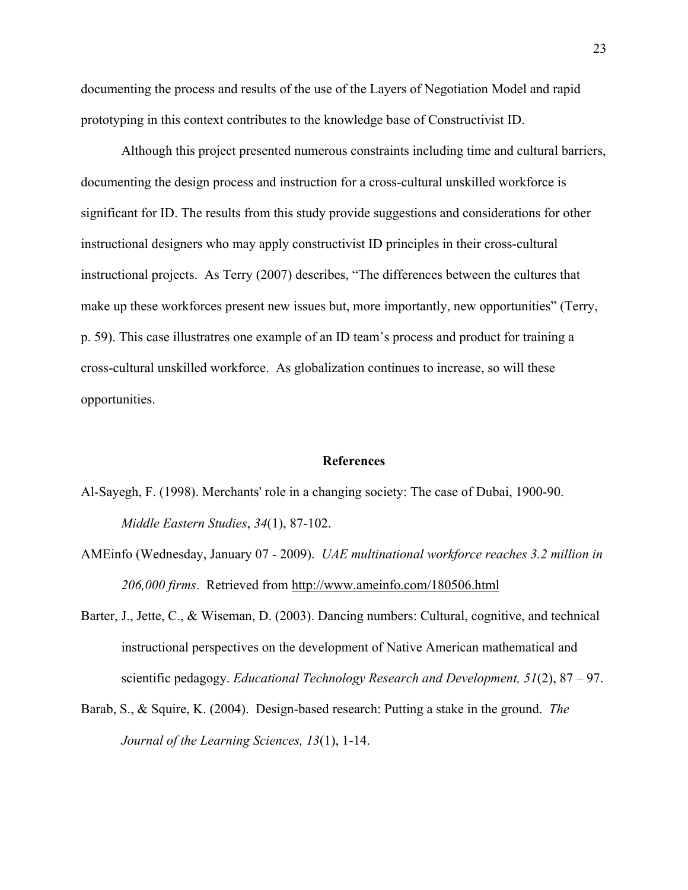documenting the process and results of the use of the Layers of Negotiation Model and rapid prototyping in this context contributes to the knowledge base of Constructivist ID.

Although this project presented numerous constraints including time and cultural barriers, documenting the design process and instruction for a cross-cultural unskilled workforce is significant for ID. The results from this study provide suggestions and considerations for other instructional designers who may apply constructivist ID principles in their cross-cultural instructional projects. As Terry (2007) describes, "The differences between the cultures that make up these workforces present new issues but, more importantly, new opportunities" (Terry, p. 59). This case illustratres one example of an ID team's process and product for training a cross-cultural unskilled workforce. As globalization continues to increase, so will these opportunities.

## References

Al-Sayegh, F. (1998). Merchants' role in a changing society: The case of Dubai, 1900-90. *Middle Eastern Studies*, *34*(1), 87-102.

AMEinfo (Wednesday, January 07 - 2009). *UAE multinational workforce reaches 3.2 million in 206,000 firms*. Retrieved from http://www.ameinfo.com/180506.html

Barter, J., Jette, C., & Wiseman, D. (2003). Dancing numbers: Cultural, cognitive, and technical instructional perspectives on the development of Native American mathematical and scientific pedagogy. *Educational Technology Research and Development, 51*(2), 87 – 97.

Barab, S., & Squire, K. (2004). Design-based research: Putting a stake in the ground. *The Journal of the Learning Sciences, 13*(1), 1-14.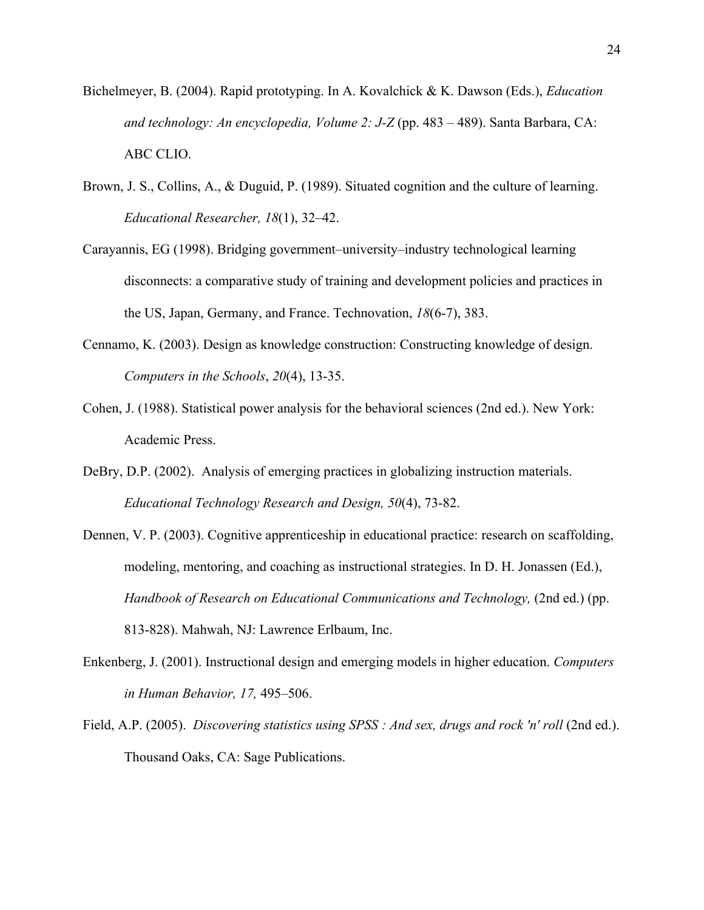Bichelmeyer, B. (2004). Rapid prototyping. In A. Kovalchick & K. Dawson (Eds.), *Education and technology: An encyclopedia, Volume 2: J-Z* (pp. 483 – 489). Santa Barbara, CA: ABC CLIO.

Brown, J. S., Collins, A., & Duguid, P. (1989). Situated cognition and the culture of learning. *Educational Researcher, 18*(1), 32–42.

Carayannis, EG (1998). Bridging government–university–industry technological learning disconnects: a comparative study of training and development policies and practices in the US, Japan, Germany, and France. Technovation, *18*(6-7), 383.

Cennamo, K. (2003). Design as knowledge construction: Constructing knowledge of design. *Computers in the Schools*, *20*(4), 13-35.

Cohen, J. (1988). Statistical power analysis for the behavioral sciences (2nd ed.). New York: Academic Press.

DeBry, D.P. (2002). Analysis of emerging practices in globalizing instruction materials. *Educational Technology Research and Design, 50*(4), 73-82.

Dennen, V. P. (2003). Cognitive apprenticeship in educational practice: research on scaffolding, modeling, mentoring, and coaching as instructional strategies. In D. H. Jonassen (Ed.), *Handbook of Research on Educational Communications and Technology,* (2nd ed.) (pp. 813-828). Mahwah, NJ: Lawrence Erlbaum, Inc.

Enkenberg, J. (2001). Instructional design and emerging models in higher education. *Computers in Human Behavior, 17,* 495–506.

Field, A.P. (2005). *Discovering statistics using SPSS : And sex, drugs and rock 'n' roll* (2nd ed.). Thousand Oaks, CA: Sage Publications.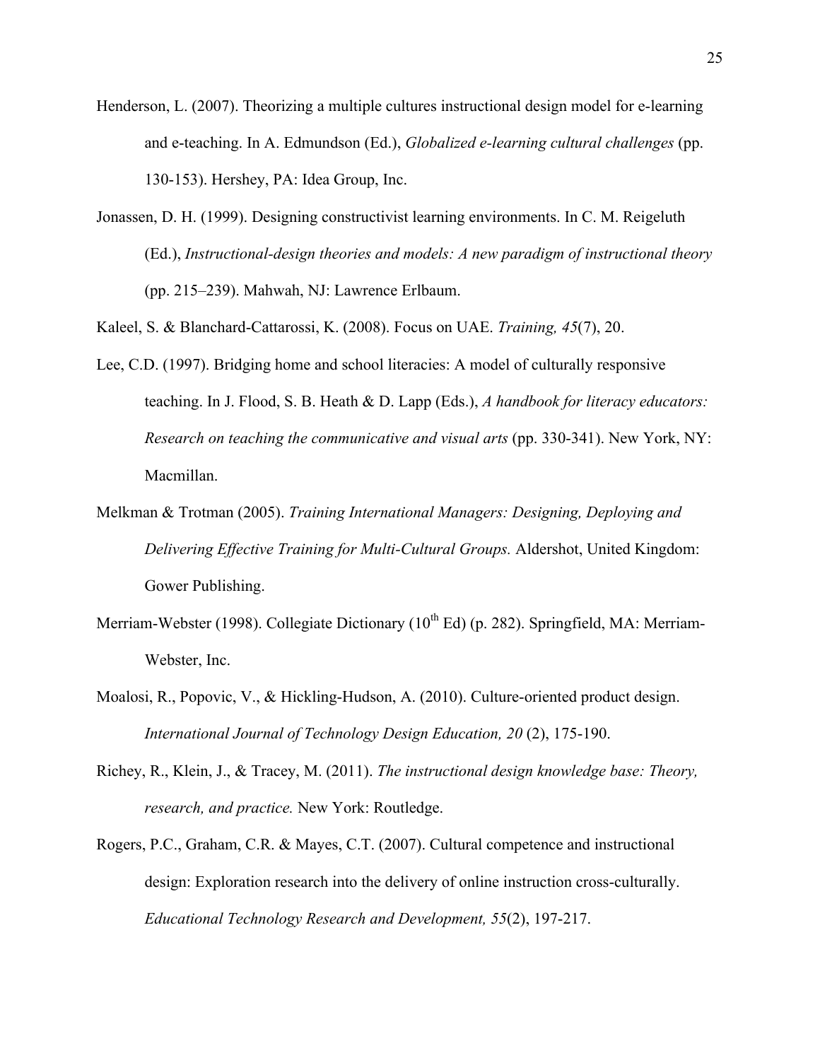Henderson, L. (2007). Theorizing a multiple cultures instructional design model for e-learning and e-teaching. In A. Edmundson (Ed.), *Globalized e-learning cultural challenges* (pp. 130-153). Hershey, PA: Idea Group, Inc.

Jonassen, D. H. (1999). Designing constructivist learning environments. In C. M. Reigeluth (Ed.), *Instructional-design theories and models: A new paradigm of instructional theory* (pp. 215–239). Mahwah, NJ: Lawrence Erlbaum.

Kaleel, S. & Blanchard-Cattarossi, K. (2008). Focus on UAE. *Training, 45*(7), 20.

Lee, C.D. (1997). Bridging home and school literacies: A model of culturally responsive teaching. In J. Flood, S. B. Heath & D. Lapp (Eds.), *A handbook for literacy educators: Research on teaching the communicative and visual arts* (pp. 330-341). New York, NY: Macmillan.

Melkman & Trotman (2005). *Training International Managers: Designing, Deploying and Delivering Effective Training for Multi-Cultural Groups.* Aldershot, United Kingdom: Gower Publishing.

Merriam-Webster (1998). Collegiate Dictionary (10th Ed) (p. 282). Springfield, MA: Merriam-Webster, Inc.

Moalosi, R., Popovic, V., & Hickling-Hudson, A. (2010). Culture-oriented product design. *International Journal of Technology Design Education, 20* (2), 175-190.

Richey, R., Klein, J., & Tracey, M. (2011). *The instructional design knowledge base: Theory, research, and practice.* New York: Routledge.

Rogers, P.C., Graham, C.R. & Mayes, C.T. (2007). Cultural competence and instructional design: Exploration research into the delivery of online instruction cross-culturally. *Educational Technology Research and Development, 55*(2), 197-217.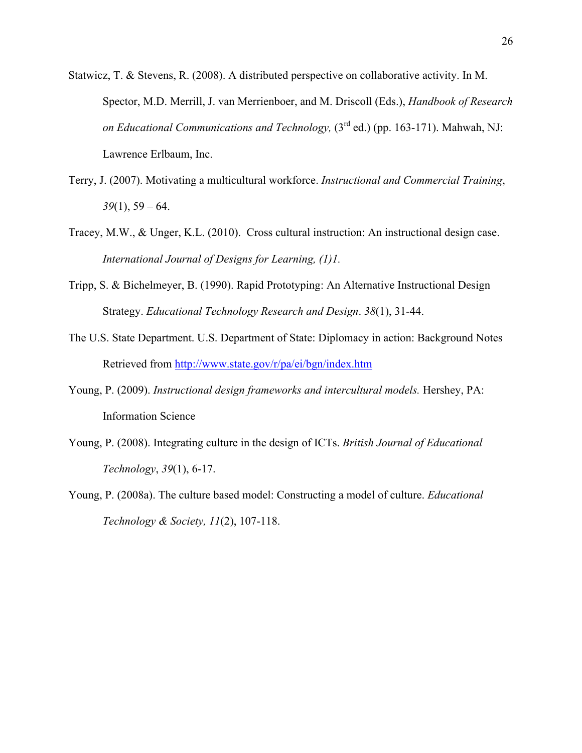Statwicz, T. & Stevens, R. (2008). A distributed perspective on collaborative activity. In M. Spector, M.D. Merrill, J. van Merrienboer, and M. Driscoll (Eds.), *Handbook of Research on Educational Communications and Technology,* (3rd ed.) (pp. 163-171). Mahwah, NJ: Lawrence Erlbaum, Inc.

Terry, J. (2007). Motivating a multicultural workforce. *Instructional and Commercial Training*, *39*(1), 59 – 64.

Tracey, M.W., & Unger, K.L. (2010). Cross cultural instruction: An instructional design case. *International Journal of Designs for Learning, (1)1.*

Tripp, S. & Bichelmeyer, B. (1990). Rapid Prototyping: An Alternative Instructional Design Strategy. *Educational Technology Research and Design*. *38*(1), 31-44.

The U.S. State Department. U.S. Department of State: Diplomacy in action: Background Notes Retrieved from http://www.state.gov/r/pa/ei/bgn/index.htm

Young, P. (2009). *Instructional design frameworks and intercultural models.* Hershey, PA: Information Science

Young, P. (2008). Integrating culture in the design of ICTs. *British Journal of Educational Technology*, *39*(1), 6-17.

Young, P. (2008a). The culture based model: Constructing a model of culture. *Educational Technology & Society, 11*(2), 107-118.